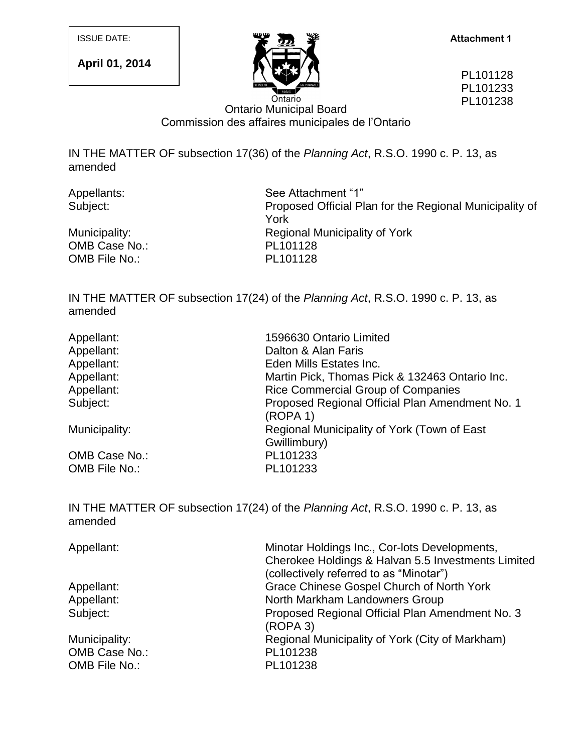ISSUE DATE:

**April 01, 2014**

**Attachment 1**

PL101128
PL101233
PL101238

Ontario

Ontario Municipal Board
Commission des affaires municipales de l'Ontario

IN THE MATTER OF subsection 17(36) of the *Planning Act*, R.S.O. 1990 c. P. 13, as amended

| | |
|---|---|
| Appellants: | See Attachment "1" |
| Subject: | Proposed Official Plan for the Regional Municipality of York |
| Municipality: | Regional Municipality of York |
| OMB Case No.: | PL101128 |
| OMB File No.: | PL101128 |

IN THE MATTER OF subsection 17(24) of the *Planning Act*, R.S.O. 1990 c. P. 13, as amended

| | |
|---|---|
| Appellant: | 1596630 Ontario Limited |
| Appellant: | Dalton & Alan Faris |
| Appellant: | Eden Mills Estates Inc. |
| Appellant: | Martin Pick, Thomas Pick & 132463 Ontario Inc. |
| Appellant: | Rice Commercial Group of Companies |
| Subject: | Proposed Regional Official Plan Amendment No. 1 (ROPA 1) |
| Municipality: | Regional Municipality of York (Town of East Gwillimbury) |
| OMB Case No.: | PL101233 |
| OMB File No.: | PL101233 |

IN THE MATTER OF subsection 17(24) of the *Planning Act*, R.S.O. 1990 c. P. 13, as amended

| | |
|---|---|
| Appellant: | Minotar Holdings Inc., Cor-lots Developments, Cherokee Holdings & Halvan 5.5 Investments Limited (collectively referred to as "Minotar") |
| Appellant: | Grace Chinese Gospel Church of North York |
| Appellant: | North Markham Landowners Group |
| Subject: | Proposed Regional Official Plan Amendment No. 3 (ROPA 3) |
| Municipality: | Regional Municipality of York (City of Markham) |
| OMB Case No.: | PL101238 |
| OMB File No.: | PL101238 |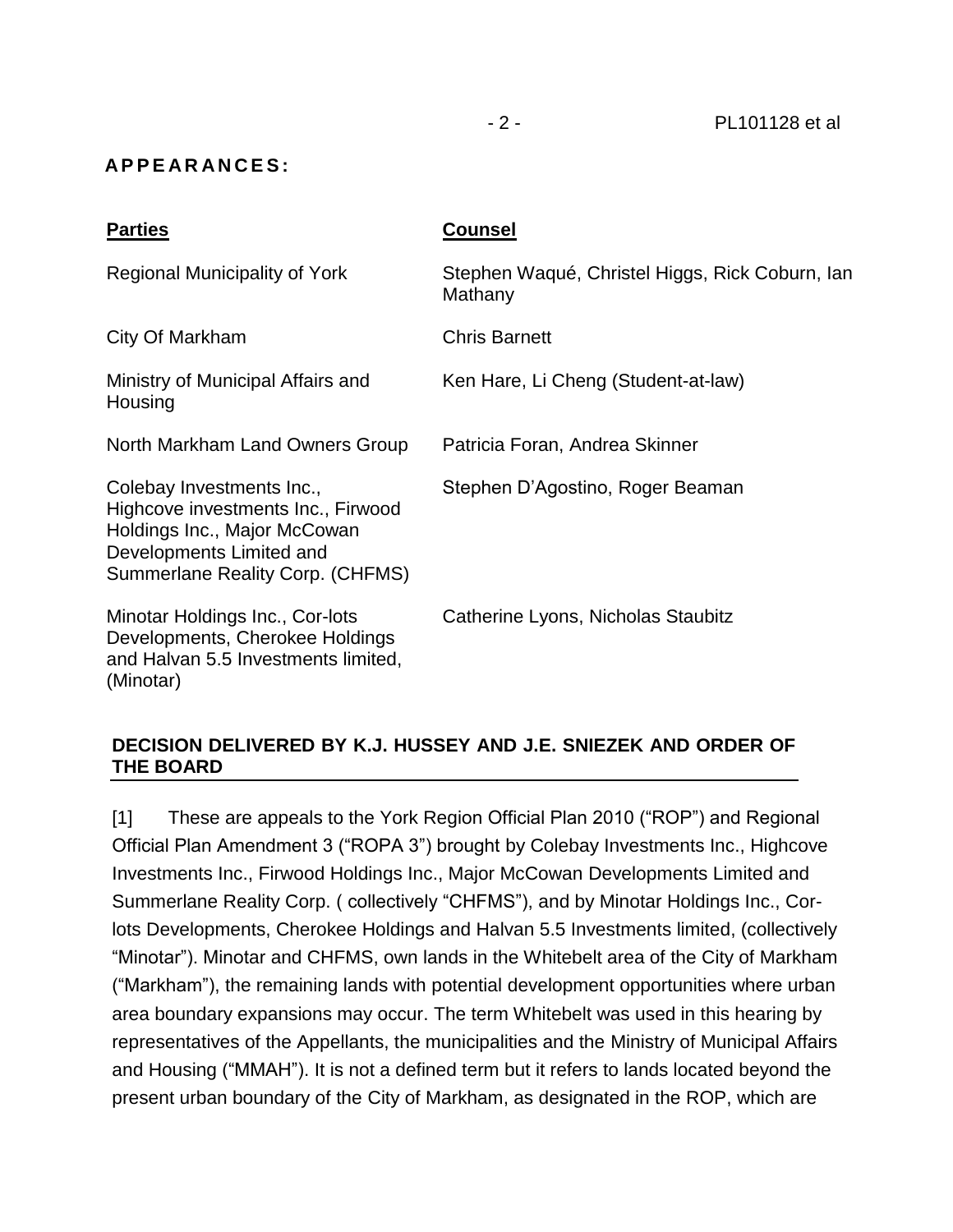**APPEARANCES:**

| Parties | Counsel |
| --- | --- |
| Regional Municipality of York | Stephen Waqué, Christel Higgs, Rick Coburn, Ian Mathany |
| City Of Markham | Chris Barnett |
| Ministry of Municipal Affairs and Housing | Ken Hare, Li Cheng (Student-at-law) |
| North Markham Land Owners Group | Patricia Foran, Andrea Skinner |
| Colebay Investments Inc., Highcove investments Inc., Firwood Holdings Inc., Major McCowan Developments Limited and Summerlane Reality Corp. (CHFMS) | Stephen D'Agostino, Roger Beaman |
| Minotar Holdings Inc., Cor-lots Developments, Cherokee Holdings and Halvan 5.5 Investments limited, (Minotar) | Catherine Lyons, Nicholas Staubitz |

**DECISION DELIVERED BY K.J. HUSSEY AND J.E. SNIEZEK AND ORDER OF THE BOARD**

[1] These are appeals to the York Region Official Plan 2010 ("ROP") and Regional Official Plan Amendment 3 ("ROPA 3") brought by Colebay Investments Inc., Highcove Investments Inc., Firwood Holdings Inc., Major McCowan Developments Limited and Summerlane Reality Corp. ( collectively "CHFMS"), and by Minotar Holdings Inc., Cor-lots Developments, Cherokee Holdings and Halvan 5.5 Investments limited, (collectively "Minotar"). Minotar and CHFMS, own lands in the Whitebelt area of the City of Markham ("Markham"), the remaining lands with potential development opportunities where urban area boundary expansions may occur. The term Whitebelt was used in this hearing by representatives of the Appellants, the municipalities and the Ministry of Municipal Affairs and Housing ("MMAH"). It is not a defined term but it refers to lands located beyond the present urban boundary of the City of Markham, as designated in the ROP, which are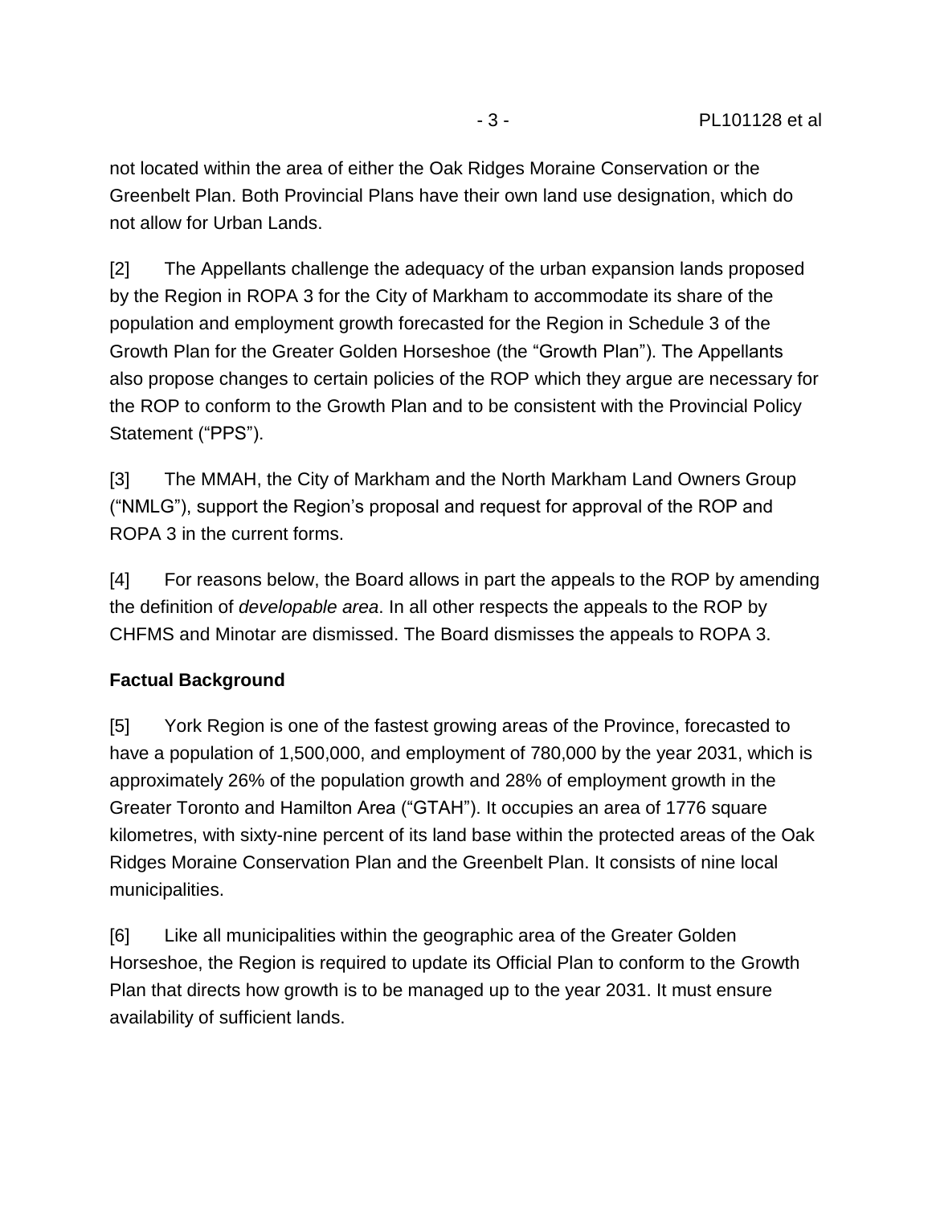not located within the area of either the Oak Ridges Moraine Conservation or the Greenbelt Plan. Both Provincial Plans have their own land use designation, which do not allow for Urban Lands.

[2] The Appellants challenge the adequacy of the urban expansion lands proposed by the Region in ROPA 3 for the City of Markham to accommodate its share of the population and employment growth forecasted for the Region in Schedule 3 of the Growth Plan for the Greater Golden Horseshoe (the "Growth Plan"). The Appellants also propose changes to certain policies of the ROP which they argue are necessary for the ROP to conform to the Growth Plan and to be consistent with the Provincial Policy Statement ("PPS").

[3] The MMAH, the City of Markham and the North Markham Land Owners Group ("NMLG"), support the Region's proposal and request for approval of the ROP and ROPA 3 in the current forms.

[4] For reasons below, the Board allows in part the appeals to the ROP by amending the definition of *developable area*. In all other respects the appeals to the ROP by CHFMS and Minotar are dismissed. The Board dismisses the appeals to ROPA 3.

**Factual Background**

[5] York Region is one of the fastest growing areas of the Province, forecasted to have a population of 1,500,000, and employment of 780,000 by the year 2031, which is approximately 26% of the population growth and 28% of employment growth in the Greater Toronto and Hamilton Area ("GTAH"). It occupies an area of 1776 square kilometres, with sixty-nine percent of its land base within the protected areas of the Oak Ridges Moraine Conservation Plan and the Greenbelt Plan. It consists of nine local municipalities.

[6] Like all municipalities within the geographic area of the Greater Golden Horseshoe, the Region is required to update its Official Plan to conform to the Growth Plan that directs how growth is to be managed up to the year 2031. It must ensure availability of sufficient lands.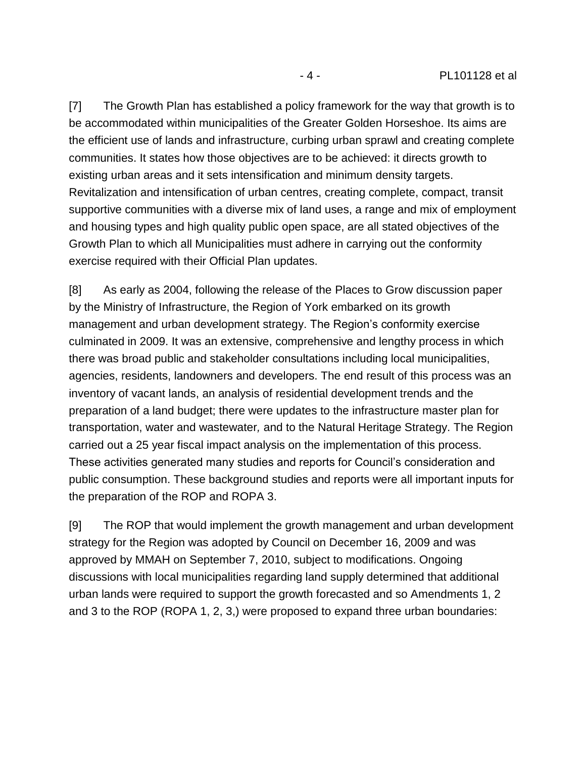[7] The Growth Plan has established a policy framework for the way that growth is to be accommodated within municipalities of the Greater Golden Horseshoe. Its aims are the efficient use of lands and infrastructure, curbing urban sprawl and creating complete communities. It states how those objectives are to be achieved: it directs growth to existing urban areas and it sets intensification and minimum density targets. Revitalization and intensification of urban centres, creating complete, compact, transit supportive communities with a diverse mix of land uses, a range and mix of employment and housing types and high quality public open space, are all stated objectives of the Growth Plan to which all Municipalities must adhere in carrying out the conformity exercise required with their Official Plan updates.

[8] As early as 2004, following the release of the Places to Grow discussion paper by the Ministry of Infrastructure, the Region of York embarked on its growth management and urban development strategy. The Region's conformity exercise culminated in 2009. It was an extensive, comprehensive and lengthy process in which there was broad public and stakeholder consultations including local municipalities, agencies, residents, landowners and developers. The end result of this process was an inventory of vacant lands, an analysis of residential development trends and the preparation of a land budget; there were updates to the infrastructure master plan for transportation, water and wastewater*,* and to the Natural Heritage Strategy. The Region carried out a 25 year fiscal impact analysis on the implementation of this process. These activities generated many studies and reports for Council's consideration and public consumption. These background studies and reports were all important inputs for the preparation of the ROP and ROPA 3.

[9] The ROP that would implement the growth management and urban development strategy for the Region was adopted by Council on December 16, 2009 and was approved by MMAH on September 7, 2010, subject to modifications. Ongoing discussions with local municipalities regarding land supply determined that additional urban lands were required to support the growth forecasted and so Amendments 1, 2 and 3 to the ROP (ROPA 1, 2, 3,) were proposed to expand three urban boundaries: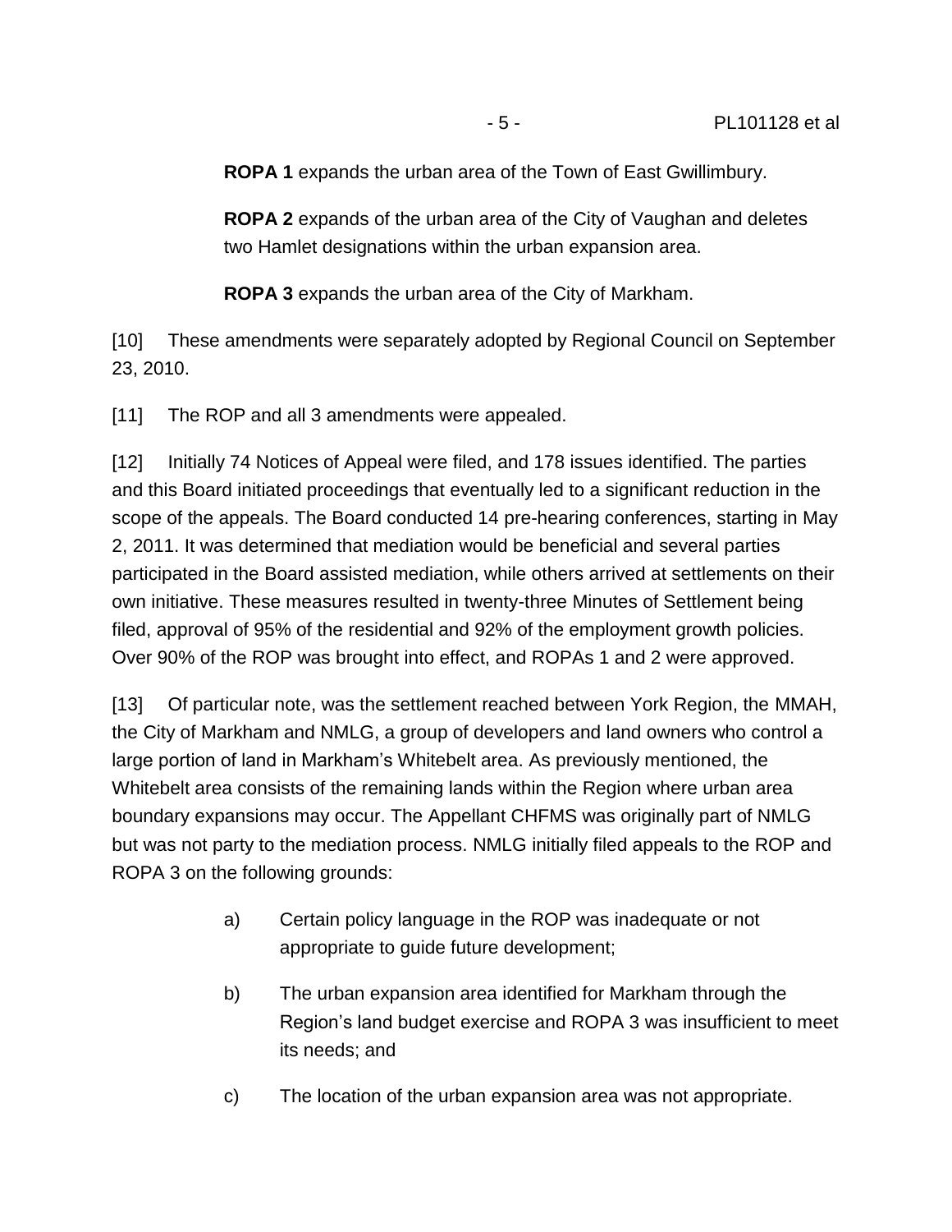**ROPA 1** expands the urban area of the Town of East Gwillimbury.

**ROPA 2** expands of the urban area of the City of Vaughan and deletes two Hamlet designations within the urban expansion area.

**ROPA 3** expands the urban area of the City of Markham.

[10] These amendments were separately adopted by Regional Council on September 23, 2010.

[11] The ROP and all 3 amendments were appealed.

[12] Initially 74 Notices of Appeal were filed, and 178 issues identified. The parties and this Board initiated proceedings that eventually led to a significant reduction in the scope of the appeals. The Board conducted 14 pre-hearing conferences, starting in May 2, 2011. It was determined that mediation would be beneficial and several parties participated in the Board assisted mediation, while others arrived at settlements on their own initiative. These measures resulted in twenty-three Minutes of Settlement being filed, approval of 95% of the residential and 92% of the employment growth policies. Over 90% of the ROP was brought into effect, and ROPAs 1 and 2 were approved.

[13] Of particular note, was the settlement reached between York Region, the MMAH, the City of Markham and NMLG, a group of developers and land owners who control a large portion of land in Markham's Whitebelt area. As previously mentioned, the Whitebelt area consists of the remaining lands within the Region where urban area boundary expansions may occur. The Appellant CHFMS was originally part of NMLG but was not party to the mediation process. NMLG initially filed appeals to the ROP and ROPA 3 on the following grounds:

a) Certain policy language in the ROP was inadequate or not appropriate to guide future development;

b) The urban expansion area identified for Markham through the Region's land budget exercise and ROPA 3 was insufficient to meet its needs; and

c) The location of the urban expansion area was not appropriate.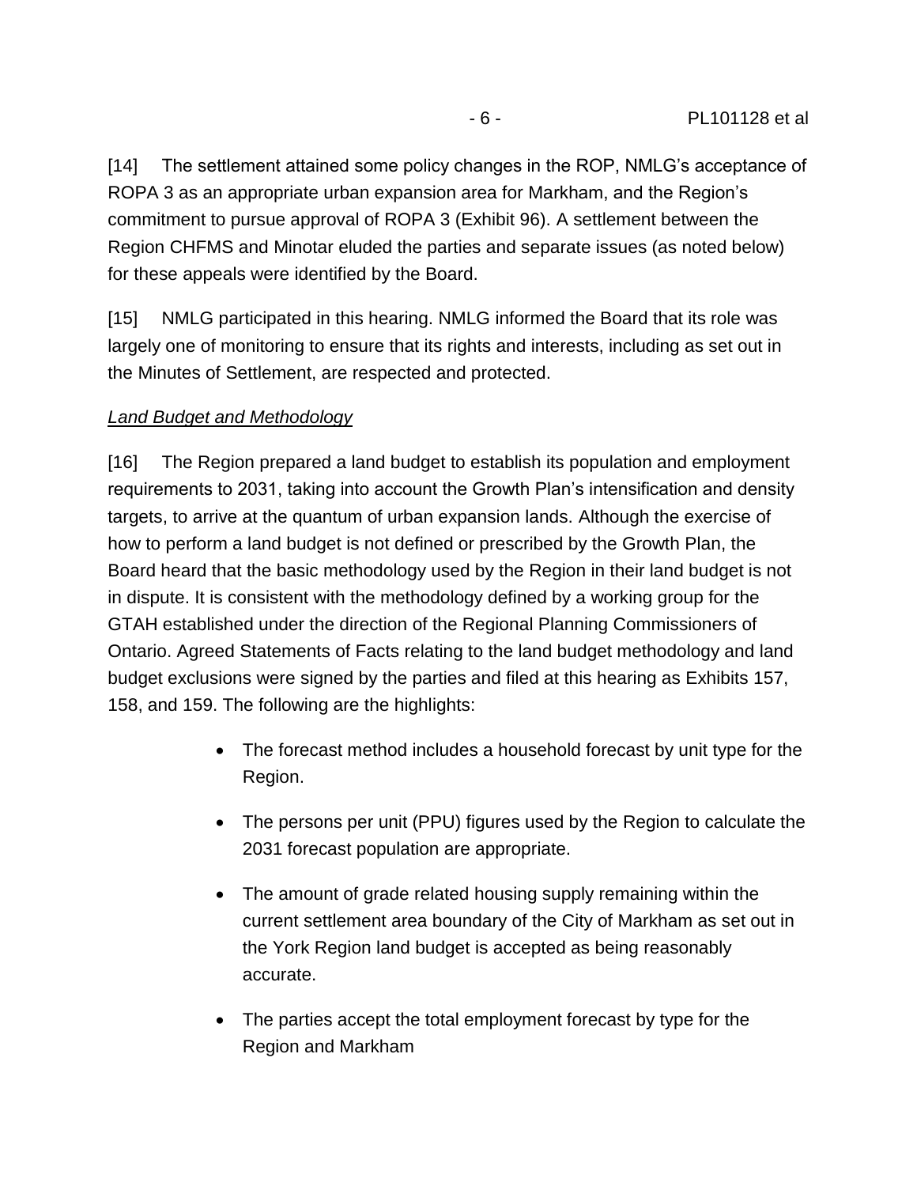[14] The settlement attained some policy changes in the ROP, NMLG's acceptance of ROPA 3 as an appropriate urban expansion area for Markham, and the Region's commitment to pursue approval of ROPA 3 (Exhibit 96). A settlement between the Region CHFMS and Minotar eluded the parties and separate issues (as noted below) for these appeals were identified by the Board.

[15] NMLG participated in this hearing. NMLG informed the Board that its role was largely one of monitoring to ensure that its rights and interests, including as set out in the Minutes of Settlement, are respected and protected.

*Land Budget and Methodology*

[16] The Region prepared a land budget to establish its population and employment requirements to 2031, taking into account the Growth Plan's intensification and density targets, to arrive at the quantum of urban expansion lands. Although the exercise of how to perform a land budget is not defined or prescribed by the Growth Plan, the Board heard that the basic methodology used by the Region in their land budget is not in dispute. It is consistent with the methodology defined by a working group for the GTAH established under the direction of the Regional Planning Commissioners of Ontario. Agreed Statements of Facts relating to the land budget methodology and land budget exclusions were signed by the parties and filed at this hearing as Exhibits 157, 158, and 159. The following are the highlights:

- The forecast method includes a household forecast by unit type for the Region.
- The persons per unit (PPU) figures used by the Region to calculate the 2031 forecast population are appropriate.
- The amount of grade related housing supply remaining within the current settlement area boundary of the City of Markham as set out in the York Region land budget is accepted as being reasonably accurate.
- The parties accept the total employment forecast by type for the Region and Markham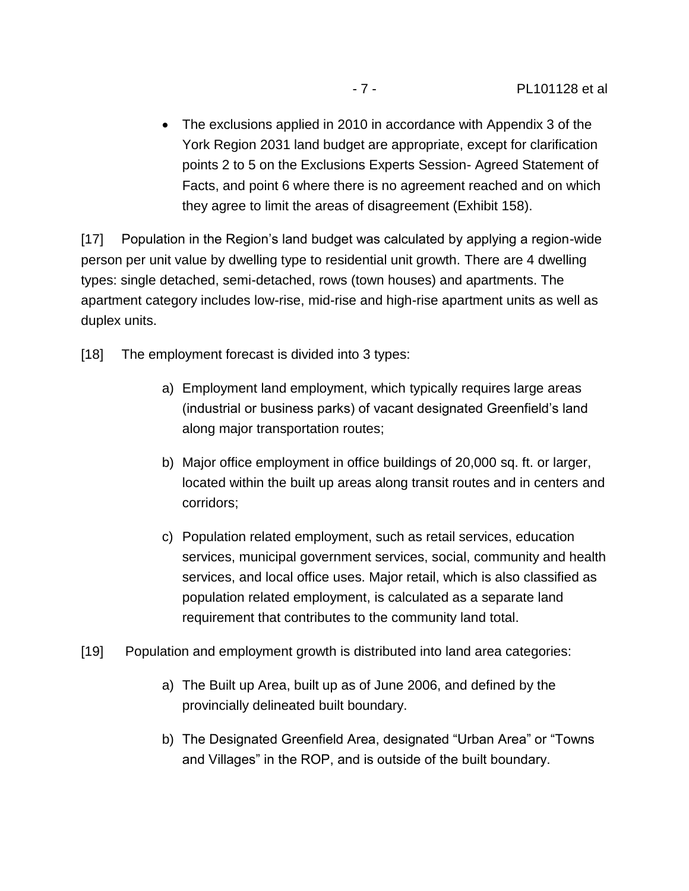- The exclusions applied in 2010 in accordance with Appendix 3 of the York Region 2031 land budget are appropriate, except for clarification points 2 to 5 on the Exclusions Experts Session- Agreed Statement of Facts, and point 6 where there is no agreement reached and on which they agree to limit the areas of disagreement (Exhibit 158).

[17] Population in the Region's land budget was calculated by applying a region-wide person per unit value by dwelling type to residential unit growth. There are 4 dwelling types: single detached, semi-detached, rows (town houses) and apartments. The apartment category includes low-rise, mid-rise and high-rise apartment units as well as duplex units.

[18] The employment forecast is divided into 3 types:

a) Employment land employment, which typically requires large areas (industrial or business parks) of vacant designated Greenfield's land along major transportation routes;

b) Major office employment in office buildings of 20,000 sq. ft. or larger, located within the built up areas along transit routes and in centers and corridors;

c) Population related employment, such as retail services, education services, municipal government services, social, community and health services, and local office uses. Major retail, which is also classified as population related employment, is calculated as a separate land requirement that contributes to the community land total.

[19] Population and employment growth is distributed into land area categories:

a) The Built up Area, built up as of June 2006, and defined by the provincially delineated built boundary.

b) The Designated Greenfield Area, designated "Urban Area" or "Towns and Villages" in the ROP, and is outside of the built boundary.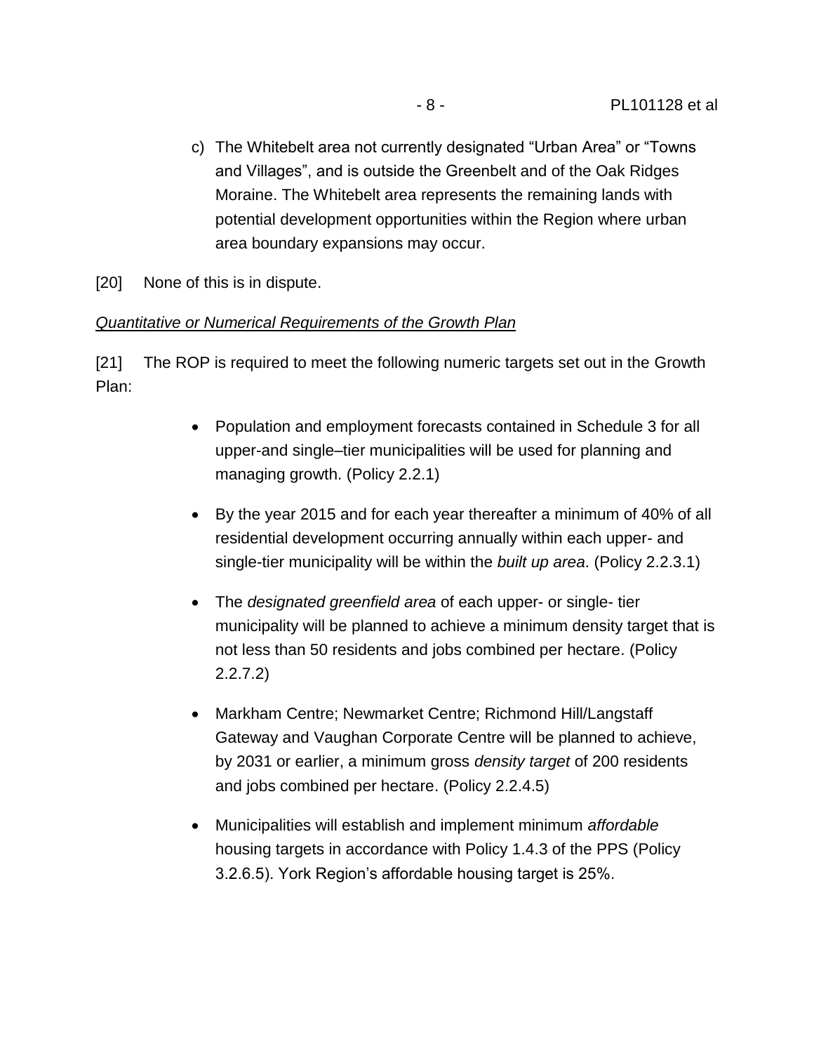c) The Whitebelt area not currently designated "Urban Area" or "Towns and Villages", and is outside the Greenbelt and of the Oak Ridges Moraine. The Whitebelt area represents the remaining lands with potential development opportunities within the Region where urban area boundary expansions may occur.

[20] None of this is in dispute.

*Quantitative or Numerical Requirements of the Growth Plan*

[21] The ROP is required to meet the following numeric targets set out in the Growth Plan:

- Population and employment forecasts contained in Schedule 3 for all upper-and single–tier municipalities will be used for planning and managing growth. (Policy 2.2.1)
- By the year 2015 and for each year thereafter a minimum of 40% of all residential development occurring annually within each upper- and single-tier municipality will be within the *built up area*. (Policy 2.2.3.1)
- The *designated greenfield area* of each upper- or single- tier municipality will be planned to achieve a minimum density target that is not less than 50 residents and jobs combined per hectare. (Policy 2.2.7.2)
- Markham Centre; Newmarket Centre; Richmond Hill/Langstaff Gateway and Vaughan Corporate Centre will be planned to achieve, by 2031 or earlier, a minimum gross *density target* of 200 residents and jobs combined per hectare. (Policy 2.2.4.5)
- Municipalities will establish and implement minimum *affordable* housing targets in accordance with Policy 1.4.3 of the PPS (Policy 3.2.6.5). York Region's affordable housing target is 25%.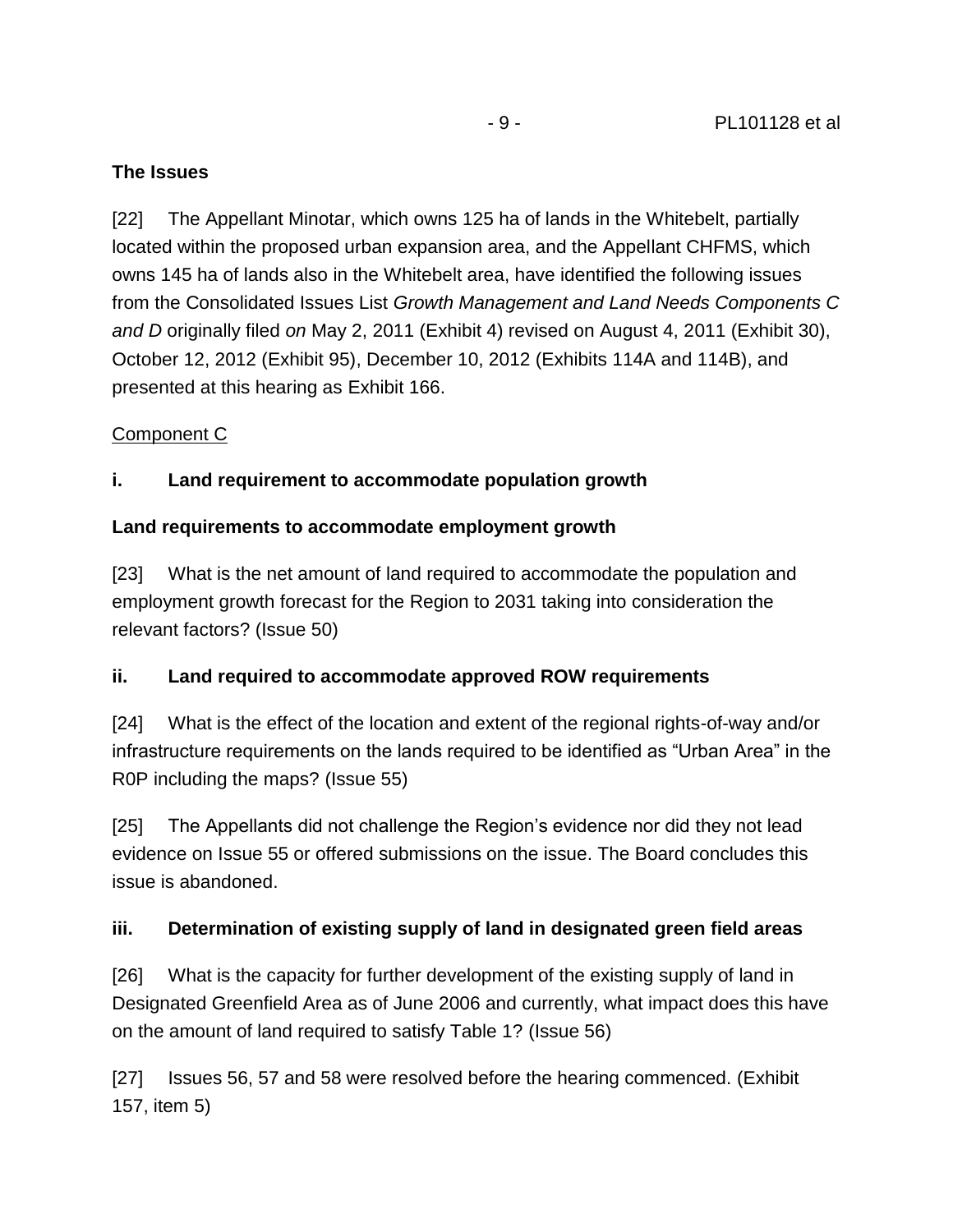## The Issues

[22] The Appellant Minotar, which owns 125 ha of lands in the Whitebelt, partially located within the proposed urban expansion area, and the Appellant CHFMS, which owns 145 ha of lands also in the Whitebelt area, have identified the following issues from the Consolidated Issues List *Growth Management and Land Needs Components C and D* originally filed *on* May 2, 2011 (Exhibit 4) revised on August 4, 2011 (Exhibit 30), October 12, 2012 (Exhibit 95), December 10, 2012 (Exhibits 114A and 114B), and presented at this hearing as Exhibit 166.

Component C

**i. Land requirement to accommodate population growth**

**Land requirements to accommodate employment growth**

[23] What is the net amount of land required to accommodate the population and employment growth forecast for the Region to 2031 taking into consideration the relevant factors? (Issue 50)

**ii. Land required to accommodate approved ROW requirements**

[24] What is the effect of the location and extent of the regional rights-of-way and/or infrastructure requirements on the lands required to be identified as "Urban Area" in the R0P including the maps? (Issue 55)

[25] The Appellants did not challenge the Region's evidence nor did they not lead evidence on Issue 55 or offered submissions on the issue. The Board concludes this issue is abandoned.

**iii. Determination of existing supply of land in designated green field areas**

[26] What is the capacity for further development of the existing supply of land in Designated Greenfield Area as of June 2006 and currently, what impact does this have on the amount of land required to satisfy Table 1? (Issue 56)

[27] Issues 56, 57 and 58 were resolved before the hearing commenced. (Exhibit 157, item 5)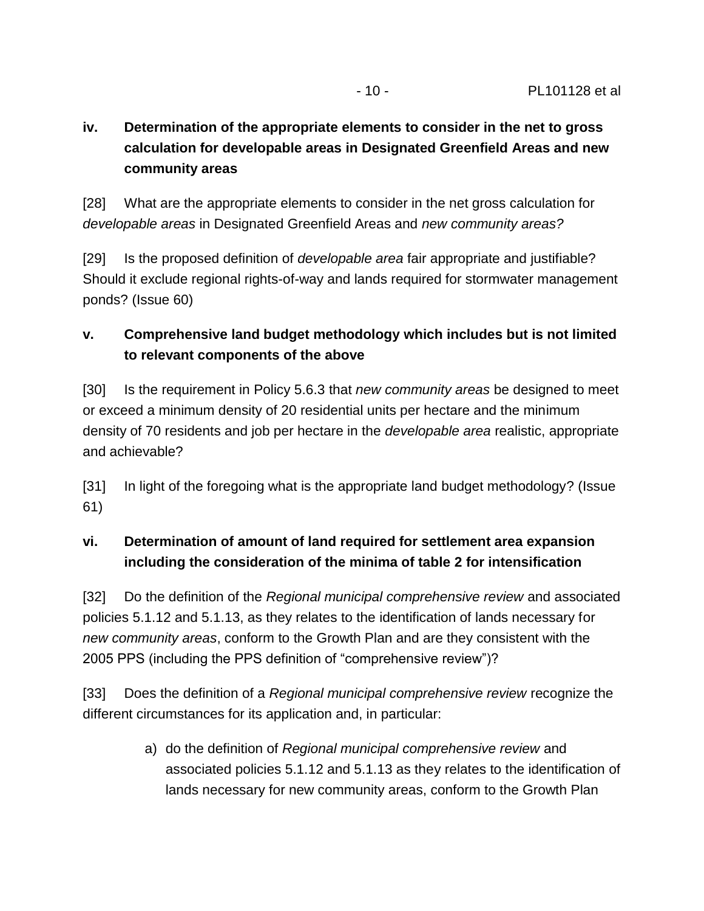**iv. Determination of the appropriate elements to consider in the net to gross calculation for developable areas in Designated Greenfield Areas and new community areas**

[28] What are the appropriate elements to consider in the net gross calculation for *developable areas* in Designated Greenfield Areas and *new community areas?*

[29] Is the proposed definition of *developable area* fair appropriate and justifiable? Should it exclude regional rights-of-way and lands required for stormwater management ponds? (Issue 60)

**v. Comprehensive land budget methodology which includes but is not limited to relevant components of the above**

[30] Is the requirement in Policy 5.6.3 that *new community areas* be designed to meet or exceed a minimum density of 20 residential units per hectare and the minimum density of 70 residents and job per hectare in the *developable area* realistic, appropriate and achievable?

[31] In light of the foregoing what is the appropriate land budget methodology? (Issue 61)

**vi. Determination of amount of land required for settlement area expansion including the consideration of the minima of table 2 for intensification**

[32] Do the definition of the *Regional municipal comprehensive review* and associated policies 5.1.12 and 5.1.13, as they relates to the identification of lands necessary for *new community areas*, conform to the Growth Plan and are they consistent with the 2005 PPS (including the PPS definition of "comprehensive review")?

[33] Does the definition of a *Regional municipal comprehensive review* recognize the different circumstances for its application and, in particular:

a) do the definition of *Regional municipal comprehensive review* and associated policies 5.1.12 and 5.1.13 as they relates to the identification of lands necessary for new community areas, conform to the Growth Plan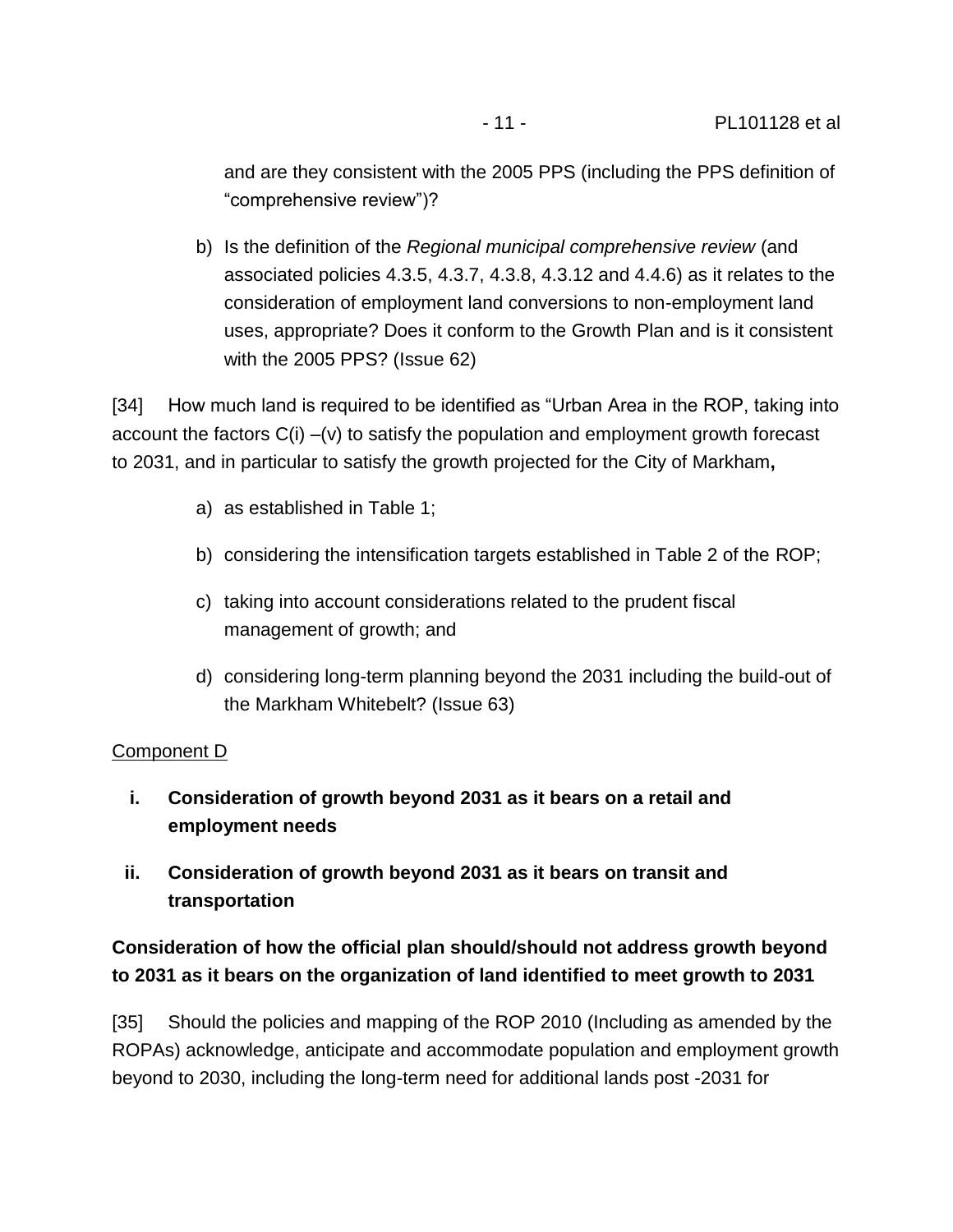and are they consistent with the 2005 PPS (including the PPS definition of "comprehensive review")?

b) Is the definition of the *Regional municipal comprehensive review* (and associated policies 4.3.5, 4.3.7, 4.3.8, 4.3.12 and 4.4.6) as it relates to the consideration of employment land conversions to non-employment land uses, appropriate? Does it conform to the Growth Plan and is it consistent with the 2005 PPS? (Issue 62)

[34] How much land is required to be identified as "Urban Area in the ROP, taking into account the factors C(i) –(v) to satisfy the population and employment growth forecast to 2031, and in particular to satisfy the growth projected for the City of Markham**,**

a) as established in Table 1;

b) considering the intensification targets established in Table 2 of the ROP;

c) taking into account considerations related to the prudent fiscal management of growth; and

d) considering long-term planning beyond the 2031 including the build-out of the Markham Whitebelt? (Issue 63)

Component D

**i. Consideration of growth beyond 2031 as it bears on a retail and employment needs**

**ii. Consideration of growth beyond 2031 as it bears on transit and transportation**

**Consideration of how the official plan should/should not address growth beyond to 2031 as it bears on the organization of land identified to meet growth to 2031**

[35] Should the policies and mapping of the ROP 2010 (Including as amended by the ROPAs) acknowledge, anticipate and accommodate population and employment growth beyond to 2030, including the long-term need for additional lands post -2031 for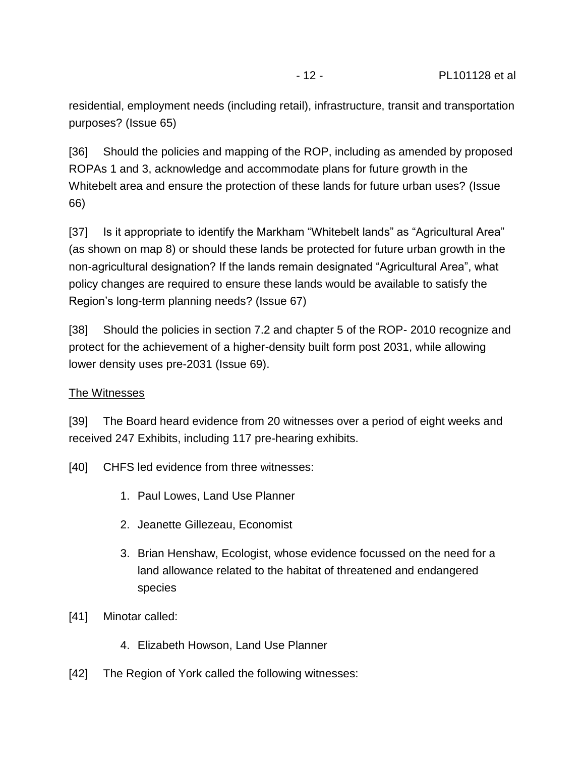residential, employment needs (including retail), infrastructure, transit and transportation purposes? (Issue 65)

[36] Should the policies and mapping of the ROP, including as amended by proposed ROPAs 1 and 3, acknowledge and accommodate plans for future growth in the Whitebelt area and ensure the protection of these lands for future urban uses? (Issue 66)

[37] Is it appropriate to identify the Markham "Whitebelt lands" as "Agricultural Area" (as shown on map 8) or should these lands be protected for future urban growth in the non-agricultural designation? If the lands remain designated "Agricultural Area", what policy changes are required to ensure these lands would be available to satisfy the Region's long-term planning needs? (Issue 67)

[38] Should the policies in section 7.2 and chapter 5 of the ROP- 2010 recognize and protect for the achievement of a higher-density built form post 2031, while allowing lower density uses pre-2031 (Issue 69).

<u>The Witnesses</u>

[39] The Board heard evidence from 20 witnesses over a period of eight weeks and received 247 Exhibits, including 117 pre-hearing exhibits.

[40] CHFS led evidence from three witnesses:

1. Paul Lowes, Land Use Planner
2. Jeanette Gillezeau, Economist
3. Brian Henshaw, Ecologist, whose evidence focussed on the need for a land allowance related to the habitat of threatened and endangered species

[41] Minotar called:

4. Elizabeth Howson, Land Use Planner

[42] The Region of York called the following witnesses: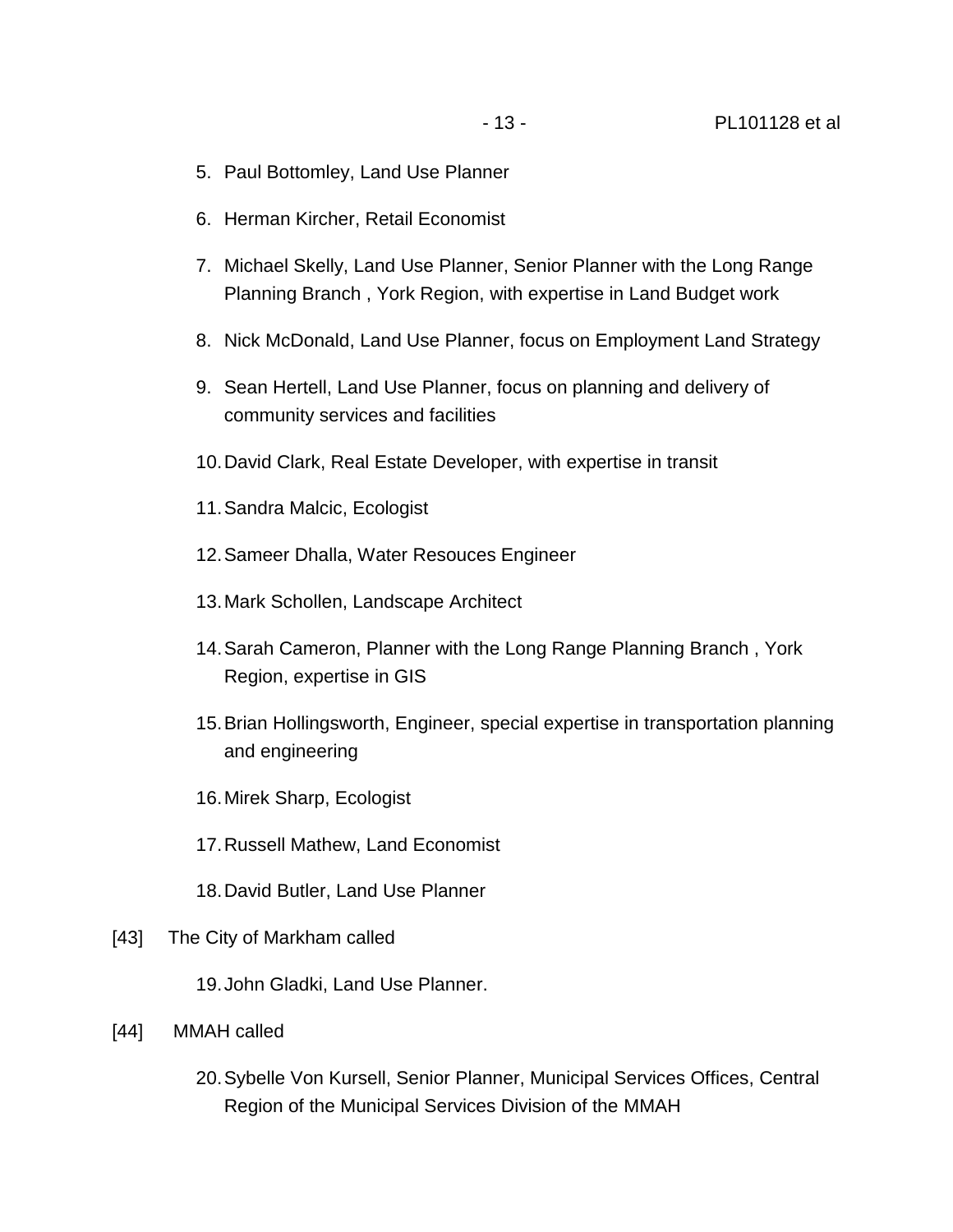5. Paul Bottomley, Land Use Planner

6. Herman Kircher, Retail Economist

7. Michael Skelly, Land Use Planner, Senior Planner with the Long Range Planning Branch , York Region, with expertise in Land Budget work

8. Nick McDonald, Land Use Planner, focus on Employment Land Strategy

9. Sean Hertell, Land Use Planner, focus on planning and delivery of community services and facilities

10. David Clark, Real Estate Developer, with expertise in transit

11. Sandra Malcic, Ecologist

12. Sameer Dhalla, Water Resouces Engineer

13. Mark Schollen, Landscape Architect

14. Sarah Cameron, Planner with the Long Range Planning Branch , York Region, expertise in GIS

15. Brian Hollingsworth, Engineer, special expertise in transportation planning and engineering

16. Mirek Sharp, Ecologist

17. Russell Mathew, Land Economist

18. David Butler, Land Use Planner

[43] The City of Markham called

19. John Gladki, Land Use Planner.

[44] MMAH called

20. Sybelle Von Kursell, Senior Planner, Municipal Services Offices, Central Region of the Municipal Services Division of the MMAH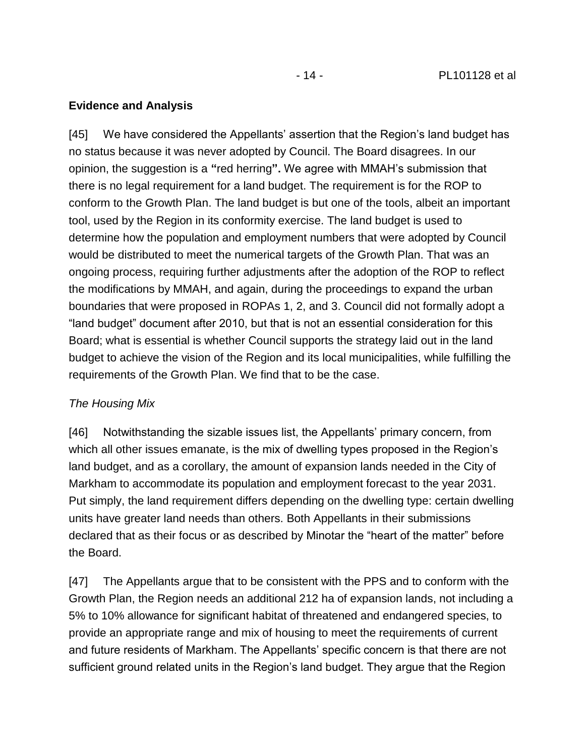**Evidence and Analysis**

[45] We have considered the Appellants' assertion that the Region's land budget has no status because it was never adopted by Council. The Board disagrees. In our opinion, the suggestion is a **"**red herring**".** We agree with MMAH's submission that there is no legal requirement for a land budget. The requirement is for the ROP to conform to the Growth Plan. The land budget is but one of the tools, albeit an important tool, used by the Region in its conformity exercise. The land budget is used to determine how the population and employment numbers that were adopted by Council would be distributed to meet the numerical targets of the Growth Plan. That was an ongoing process, requiring further adjustments after the adoption of the ROP to reflect the modifications by MMAH, and again, during the proceedings to expand the urban boundaries that were proposed in ROPAs 1, 2, and 3. Council did not formally adopt a "land budget" document after 2010, but that is not an essential consideration for this Board; what is essential is whether Council supports the strategy laid out in the land budget to achieve the vision of the Region and its local municipalities, while fulfilling the requirements of the Growth Plan. We find that to be the case.

*The Housing Mix*

[46] Notwithstanding the sizable issues list, the Appellants' primary concern, from which all other issues emanate, is the mix of dwelling types proposed in the Region's land budget, and as a corollary, the amount of expansion lands needed in the City of Markham to accommodate its population and employment forecast to the year 2031. Put simply, the land requirement differs depending on the dwelling type: certain dwelling units have greater land needs than others. Both Appellants in their submissions declared that as their focus or as described by Minotar the "heart of the matter" before the Board.

[47] The Appellants argue that to be consistent with the PPS and to conform with the Growth Plan, the Region needs an additional 212 ha of expansion lands, not including a 5% to 10% allowance for significant habitat of threatened and endangered species, to provide an appropriate range and mix of housing to meet the requirements of current and future residents of Markham. The Appellants' specific concern is that there are not sufficient ground related units in the Region's land budget. They argue that the Region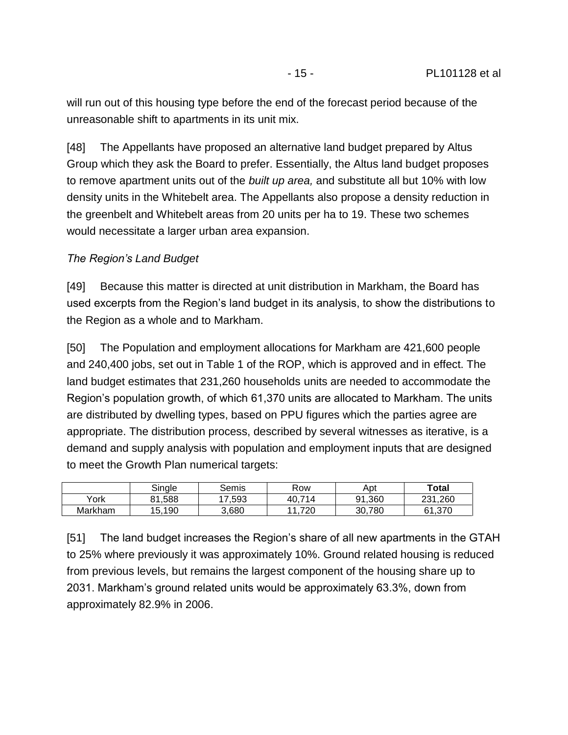will run out of this housing type before the end of the forecast period because of the unreasonable shift to apartments in its unit mix.

[48] The Appellants have proposed an alternative land budget prepared by Altus Group which they ask the Board to prefer. Essentially, the Altus land budget proposes to remove apartment units out of the *built up area,* and substitute all but 10% with low density units in the Whitebelt area. The Appellants also propose a density reduction in the greenbelt and Whitebelt areas from 20 units per ha to 19. These two schemes would necessitate a larger urban area expansion.

*The Region's Land Budget*

[49] Because this matter is directed at unit distribution in Markham, the Board has used excerpts from the Region's land budget in its analysis, to show the distributions to the Region as a whole and to Markham.

[50] The Population and employment allocations for Markham are 421,600 people and 240,400 jobs, set out in Table 1 of the ROP, which is approved and in effect. The land budget estimates that 231,260 households units are needed to accommodate the Region's population growth, of which 61,370 units are allocated to Markham. The units are distributed by dwelling types, based on PPU figures which the parties agree are appropriate. The distribution process, described by several witnesses as iterative, is a demand and supply analysis with population and employment inputs that are designed to meet the Growth Plan numerical targets:

| | Single | Semis | Row | Apt | **Total** |
|---|---|---|---|---|---|
| York | 81,588 | 17,593 | 40,714 | 91,360 | 231,260 |
| Markham | 15,190 | 3,680 | 11,720 | 30,780 | 61,370 |

[51] The land budget increases the Region's share of all new apartments in the GTAH to 25% where previously it was approximately 10%. Ground related housing is reduced from previous levels, but remains the largest component of the housing share up to 2031. Markham's ground related units would be approximately 63.3%, down from approximately 82.9% in 2006.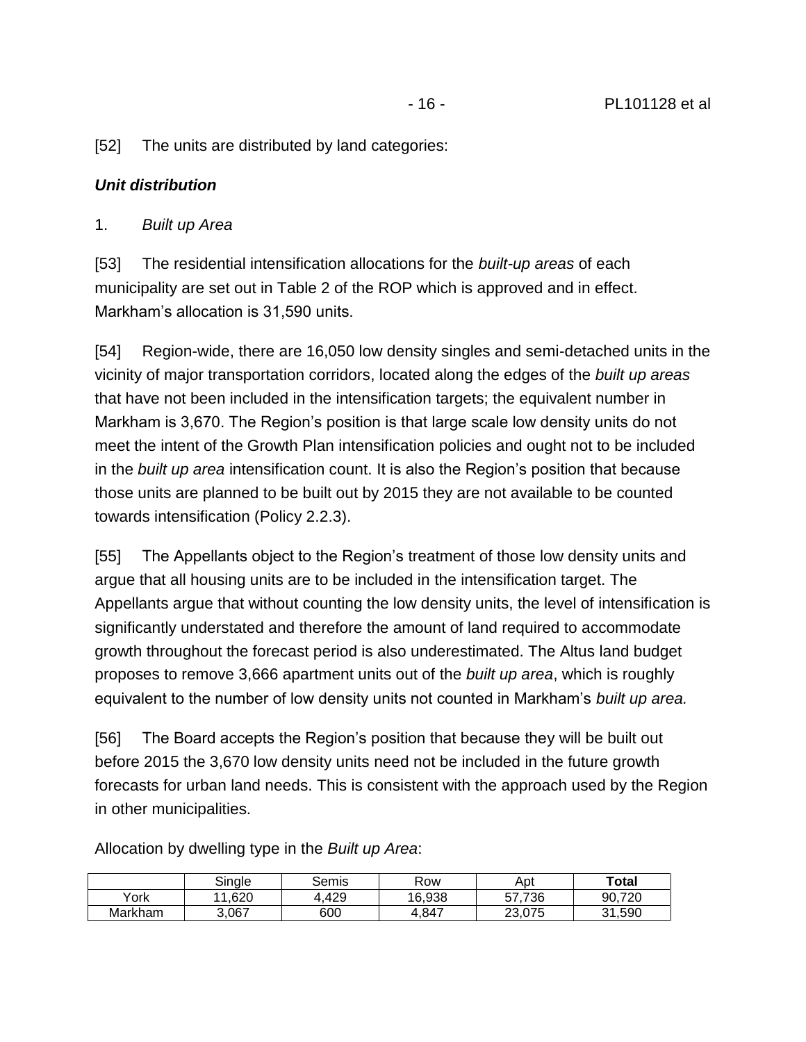[52] The units are distributed by land categories:

***Unit distribution***

1. *Built up Area*

[53] The residential intensification allocations for the *built-up areas* of each municipality are set out in Table 2 of the ROP which is approved and in effect. Markham's allocation is 31,590 units.

[54] Region-wide, there are 16,050 low density singles and semi-detached units in the vicinity of major transportation corridors, located along the edges of the *built up areas* that have not been included in the intensification targets; the equivalent number in Markham is 3,670. The Region's position is that large scale low density units do not meet the intent of the Growth Plan intensification policies and ought not to be included in the *built up area* intensification count. It is also the Region's position that because those units are planned to be built out by 2015 they are not available to be counted towards intensification (Policy 2.2.3).

[55] The Appellants object to the Region's treatment of those low density units and argue that all housing units are to be included in the intensification target. The Appellants argue that without counting the low density units, the level of intensification is significantly understated and therefore the amount of land required to accommodate growth throughout the forecast period is also underestimated. The Altus land budget proposes to remove 3,666 apartment units out of the *built up area*, which is roughly equivalent to the number of low density units not counted in Markham's *built up area.*

[56] The Board accepts the Region's position that because they will be built out before 2015 the 3,670 low density units need not be included in the future growth forecasts for urban land needs. This is consistent with the approach used by the Region in other municipalities.

Allocation by dwelling type in the *Built up Area*:

| | Single | Semis | Row | Apt | **Total** |
|---|---|---|---|---|---|
| York | 11,620 | 4,429 | 16,938 | 57,736 | 90,720 |
| Markham | 3,067 | 600 | 4,847 | 23,075 | 31,590 |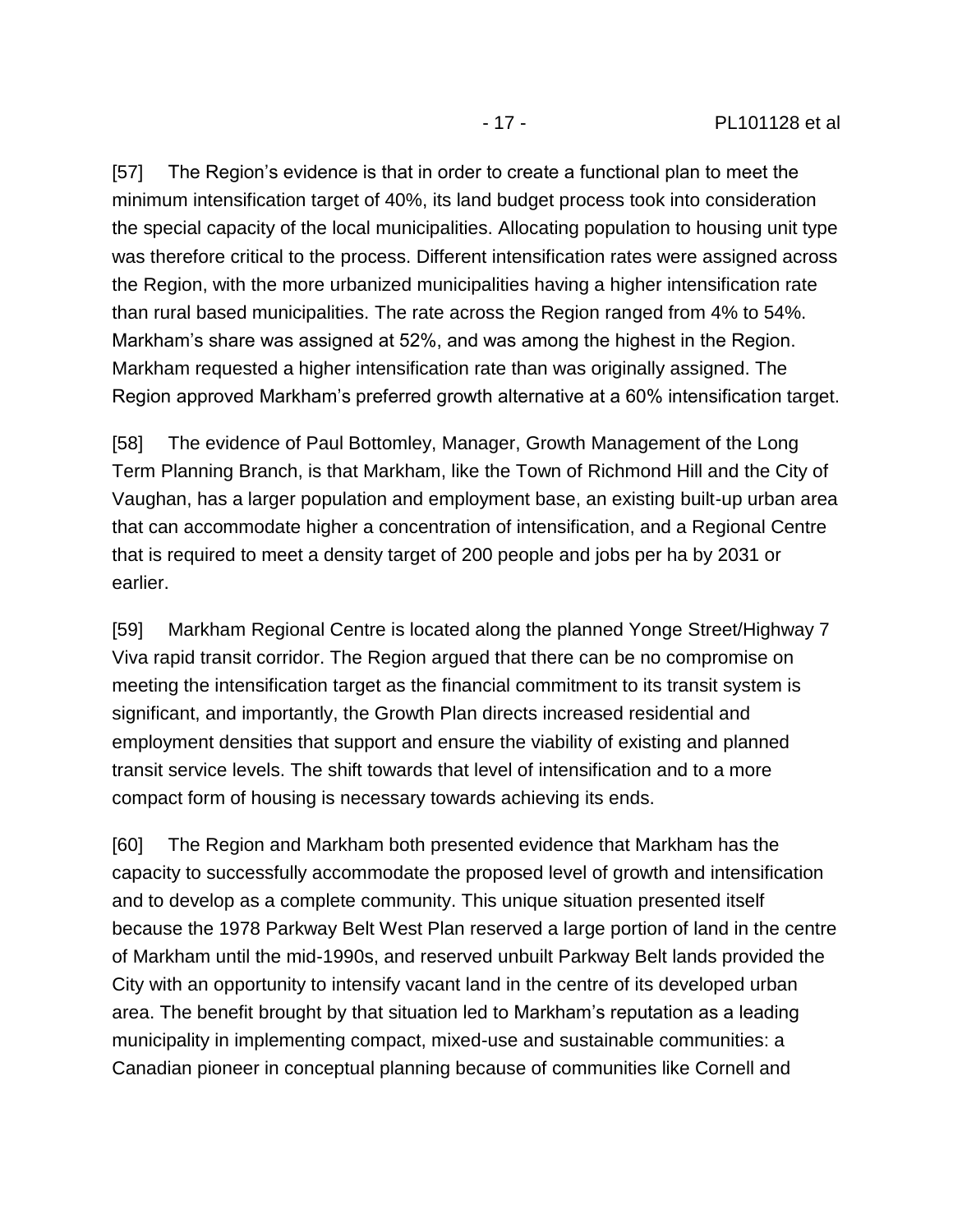[57] The Region's evidence is that in order to create a functional plan to meet the minimum intensification target of 40%, its land budget process took into consideration the special capacity of the local municipalities. Allocating population to housing unit type was therefore critical to the process. Different intensification rates were assigned across the Region, with the more urbanized municipalities having a higher intensification rate than rural based municipalities. The rate across the Region ranged from 4% to 54%. Markham's share was assigned at 52%, and was among the highest in the Region. Markham requested a higher intensification rate than was originally assigned. The Region approved Markham's preferred growth alternative at a 60% intensification target.

[58] The evidence of Paul Bottomley, Manager, Growth Management of the Long Term Planning Branch, is that Markham, like the Town of Richmond Hill and the City of Vaughan, has a larger population and employment base, an existing built-up urban area that can accommodate higher a concentration of intensification, and a Regional Centre that is required to meet a density target of 200 people and jobs per ha by 2031 or earlier.

[59] Markham Regional Centre is located along the planned Yonge Street/Highway 7 Viva rapid transit corridor. The Region argued that there can be no compromise on meeting the intensification target as the financial commitment to its transit system is significant, and importantly, the Growth Plan directs increased residential and employment densities that support and ensure the viability of existing and planned transit service levels. The shift towards that level of intensification and to a more compact form of housing is necessary towards achieving its ends.

[60] The Region and Markham both presented evidence that Markham has the capacity to successfully accommodate the proposed level of growth and intensification and to develop as a complete community. This unique situation presented itself because the 1978 Parkway Belt West Plan reserved a large portion of land in the centre of Markham until the mid-1990s, and reserved unbuilt Parkway Belt lands provided the City with an opportunity to intensify vacant land in the centre of its developed urban area. The benefit brought by that situation led to Markham's reputation as a leading municipality in implementing compact, mixed-use and sustainable communities: a Canadian pioneer in conceptual planning because of communities like Cornell and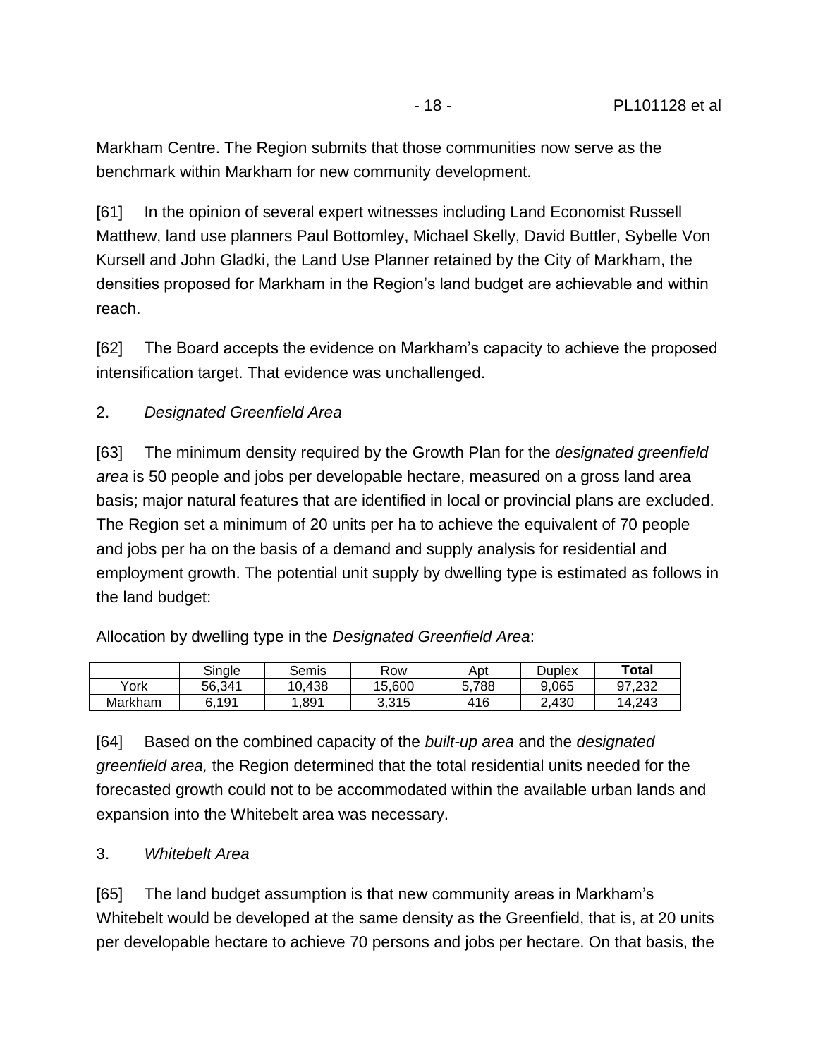Markham Centre. The Region submits that those communities now serve as the benchmark within Markham for new community development.

[61] In the opinion of several expert witnesses including Land Economist Russell Matthew, land use planners Paul Bottomley, Michael Skelly, David Buttler, Sybelle Von Kursell and John Gladki, the Land Use Planner retained by the City of Markham, the densities proposed for Markham in the Region's land budget are achievable and within reach.

[62] The Board accepts the evidence on Markham's capacity to achieve the proposed intensification target. That evidence was unchallenged.

2. *Designated Greenfield Area*

[63] The minimum density required by the Growth Plan for the *designated greenfield area* is 50 people and jobs per developable hectare, measured on a gross land area basis; major natural features that are identified in local or provincial plans are excluded. The Region set a minimum of 20 units per ha to achieve the equivalent of 70 people and jobs per ha on the basis of a demand and supply analysis for residential and employment growth. The potential unit supply by dwelling type is estimated as follows in the land budget:

Allocation by dwelling type in the *Designated Greenfield Area*:

| | Single | Semis | Row | Apt | Duplex | **Total** |
|---|---|---|---|---|---|---|
| York | 56,341 | 10,438 | 15,600 | 5,788 | 9,065 | 97,232 |
| Markham | 6,191 | 1,891 | 3,315 | 416 | 2,430 | 14,243 |

[64] Based on the combined capacity of the *built-up area* and the *designated greenfield area,* the Region determined that the total residential units needed for the forecasted growth could not to be accommodated within the available urban lands and expansion into the Whitebelt area was necessary.

3. *Whitebelt Area*

[65] The land budget assumption is that new community areas in Markham's Whitebelt would be developed at the same density as the Greenfield, that is, at 20 units per developable hectare to achieve 70 persons and jobs per hectare. On that basis, the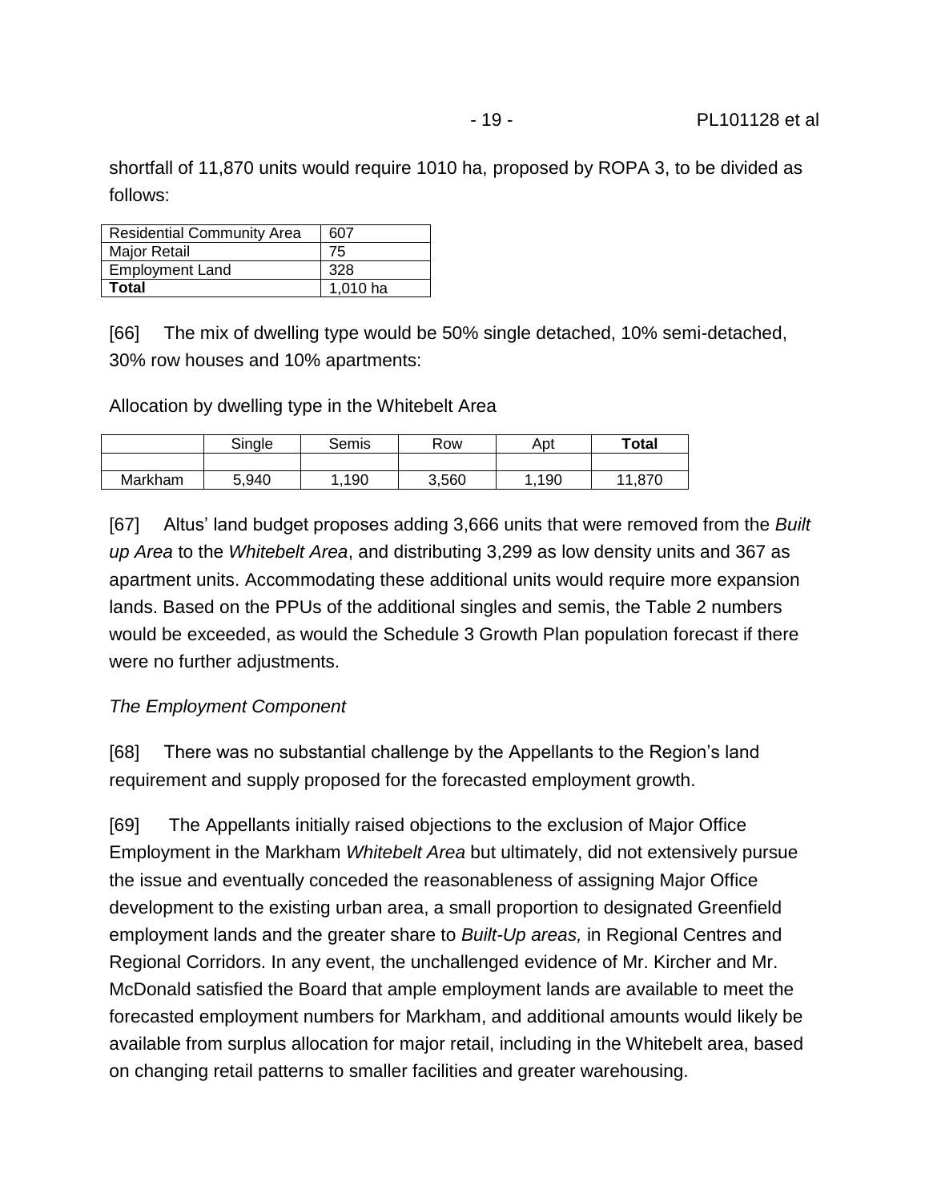shortfall of 11,870 units would require 1010 ha, proposed by ROPA 3, to be divided as follows:

| Residential Community Area | 607 |
|---|---|
| Major Retail | 75 |
| Employment Land | 328 |
| **Total** | 1,010 ha |

[66] The mix of dwelling type would be 50% single detached, 10% semi-detached, 30% row houses and 10% apartments:

Allocation by dwelling type in the Whitebelt Area

| | Single | Semis | Row | Apt | **Total** |
|---|---|---|---|---|---|
| | | | | | |
| Markham | 5,940 | 1,190 | 3,560 | 1,190 | 11,870 |

[67] Altus' land budget proposes adding 3,666 units that were removed from the *Built up Area* to the *Whitebelt Area*, and distributing 3,299 as low density units and 367 as apartment units. Accommodating these additional units would require more expansion lands. Based on the PPUs of the additional singles and semis, the Table 2 numbers would be exceeded, as would the Schedule 3 Growth Plan population forecast if there were no further adjustments.

*The Employment Component*

[68] There was no substantial challenge by the Appellants to the Region's land requirement and supply proposed for the forecasted employment growth.

[69] The Appellants initially raised objections to the exclusion of Major Office Employment in the Markham *Whitebelt Area* but ultimately, did not extensively pursue the issue and eventually conceded the reasonableness of assigning Major Office development to the existing urban area, a small proportion to designated Greenfield employment lands and the greater share to *Built-Up areas,* in Regional Centres and Regional Corridors. In any event, the unchallenged evidence of Mr. Kircher and Mr. McDonald satisfied the Board that ample employment lands are available to meet the forecasted employment numbers for Markham, and additional amounts would likely be available from surplus allocation for major retail, including in the Whitebelt area, based on changing retail patterns to smaller facilities and greater warehousing.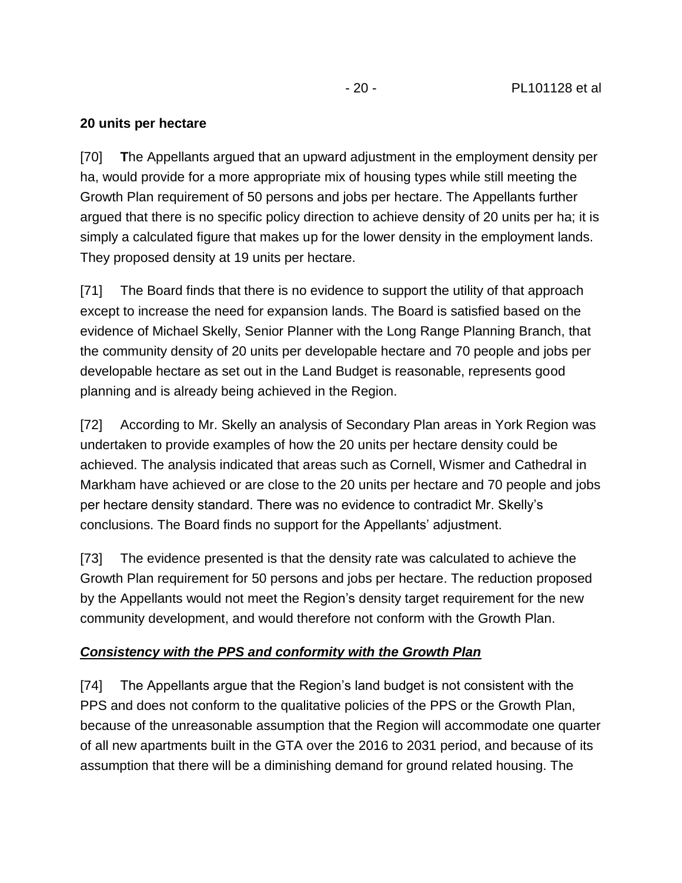**20 units per hectare**

[70] **T**he Appellants argued that an upward adjustment in the employment density per ha, would provide for a more appropriate mix of housing types while still meeting the Growth Plan requirement of 50 persons and jobs per hectare. The Appellants further argued that there is no specific policy direction to achieve density of 20 units per ha; it is simply a calculated figure that makes up for the lower density in the employment lands. They proposed density at 19 units per hectare.

[71] The Board finds that there is no evidence to support the utility of that approach except to increase the need for expansion lands. The Board is satisfied based on the evidence of Michael Skelly, Senior Planner with the Long Range Planning Branch, that the community density of 20 units per developable hectare and 70 people and jobs per developable hectare as set out in the Land Budget is reasonable, represents good planning and is already being achieved in the Region.

[72] According to Mr. Skelly an analysis of Secondary Plan areas in York Region was undertaken to provide examples of how the 20 units per hectare density could be achieved. The analysis indicated that areas such as Cornell, Wismer and Cathedral in Markham have achieved or are close to the 20 units per hectare and 70 people and jobs per hectare density standard. There was no evidence to contradict Mr. Skelly's conclusions. The Board finds no support for the Appellants' adjustment.

[73] The evidence presented is that the density rate was calculated to achieve the Growth Plan requirement for 50 persons and jobs per hectare. The reduction proposed by the Appellants would not meet the Region's density target requirement for the new community development, and would therefore not conform with the Growth Plan.

***Consistency with the PPS and conformity with the Growth Plan***

[74] The Appellants argue that the Region's land budget is not consistent with the PPS and does not conform to the qualitative policies of the PPS or the Growth Plan, because of the unreasonable assumption that the Region will accommodate one quarter of all new apartments built in the GTA over the 2016 to 2031 period, and because of its assumption that there will be a diminishing demand for ground related housing. The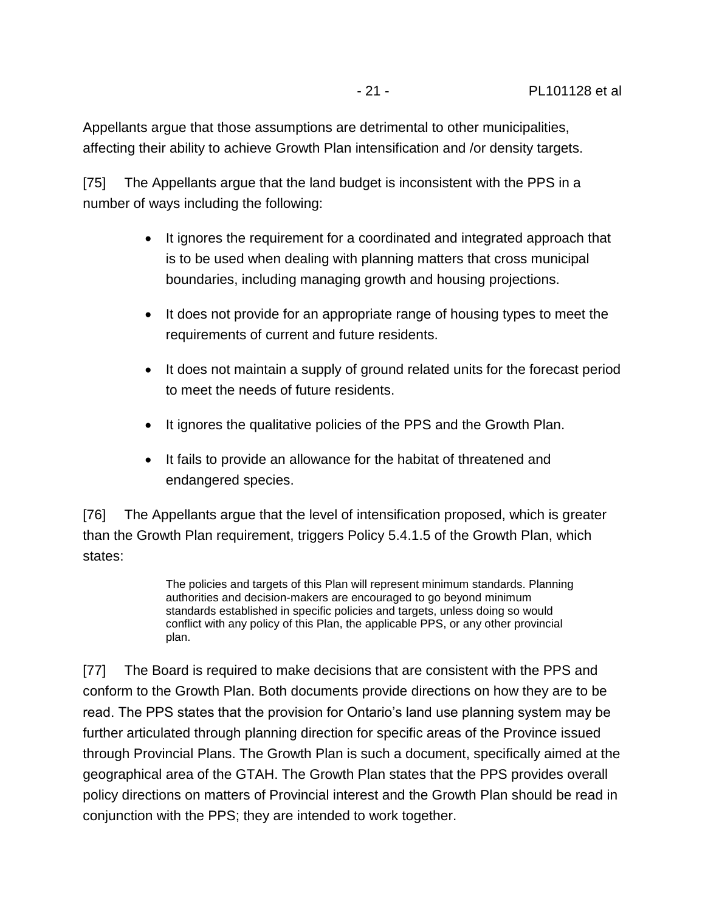Appellants argue that those assumptions are detrimental to other municipalities, affecting their ability to achieve Growth Plan intensification and /or density targets.

[75] The Appellants argue that the land budget is inconsistent with the PPS in a number of ways including the following:

- It ignores the requirement for a coordinated and integrated approach that is to be used when dealing with planning matters that cross municipal boundaries, including managing growth and housing projections.
- It does not provide for an appropriate range of housing types to meet the requirements of current and future residents.
- It does not maintain a supply of ground related units for the forecast period to meet the needs of future residents.
- It ignores the qualitative policies of the PPS and the Growth Plan.
- It fails to provide an allowance for the habitat of threatened and endangered species.

[76] The Appellants argue that the level of intensification proposed, which is greater than the Growth Plan requirement, triggers Policy 5.4.1.5 of the Growth Plan, which states:

> The policies and targets of this Plan will represent minimum standards. Planning authorities and decision-makers are encouraged to go beyond minimum standards established in specific policies and targets, unless doing so would conflict with any policy of this Plan, the applicable PPS, or any other provincial plan.

[77] The Board is required to make decisions that are consistent with the PPS and conform to the Growth Plan. Both documents provide directions on how they are to be read. The PPS states that the provision for Ontario's land use planning system may be further articulated through planning direction for specific areas of the Province issued through Provincial Plans. The Growth Plan is such a document, specifically aimed at the geographical area of the GTAH. The Growth Plan states that the PPS provides overall policy directions on matters of Provincial interest and the Growth Plan should be read in conjunction with the PPS; they are intended to work together.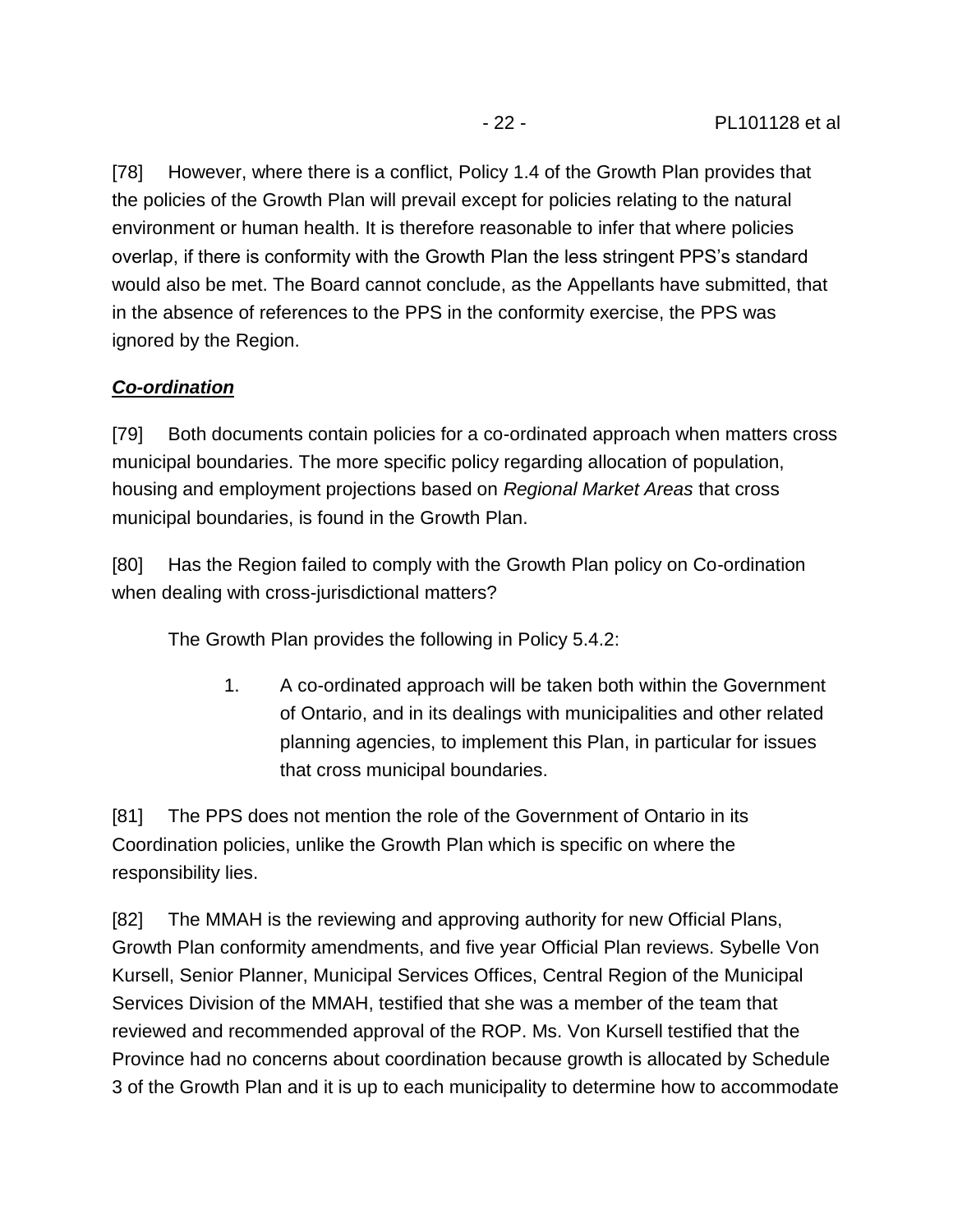[78] However, where there is a conflict, Policy 1.4 of the Growth Plan provides that the policies of the Growth Plan will prevail except for policies relating to the natural environment or human health. It is therefore reasonable to infer that where policies overlap, if there is conformity with the Growth Plan the less stringent PPS's standard would also be met. The Board cannot conclude, as the Appellants have submitted, that in the absence of references to the PPS in the conformity exercise, the PPS was ignored by the Region.

***Co-ordination***

[79] Both documents contain policies for a co-ordinated approach when matters cross municipal boundaries. The more specific policy regarding allocation of population, housing and employment projections based on *Regional Market Areas* that cross municipal boundaries, is found in the Growth Plan.

[80] Has the Region failed to comply with the Growth Plan policy on Co-ordination when dealing with cross-jurisdictional matters?

The Growth Plan provides the following in Policy 5.4.2:

> 1. A co-ordinated approach will be taken both within the Government of Ontario, and in its dealings with municipalities and other related planning agencies, to implement this Plan, in particular for issues that cross municipal boundaries.

[81] The PPS does not mention the role of the Government of Ontario in its Coordination policies, unlike the Growth Plan which is specific on where the responsibility lies.

[82] The MMAH is the reviewing and approving authority for new Official Plans, Growth Plan conformity amendments, and five year Official Plan reviews. Sybelle Von Kursell, Senior Planner, Municipal Services Offices, Central Region of the Municipal Services Division of the MMAH, testified that she was a member of the team that reviewed and recommended approval of the ROP. Ms. Von Kursell testified that the Province had no concerns about coordination because growth is allocated by Schedule 3 of the Growth Plan and it is up to each municipality to determine how to accommodate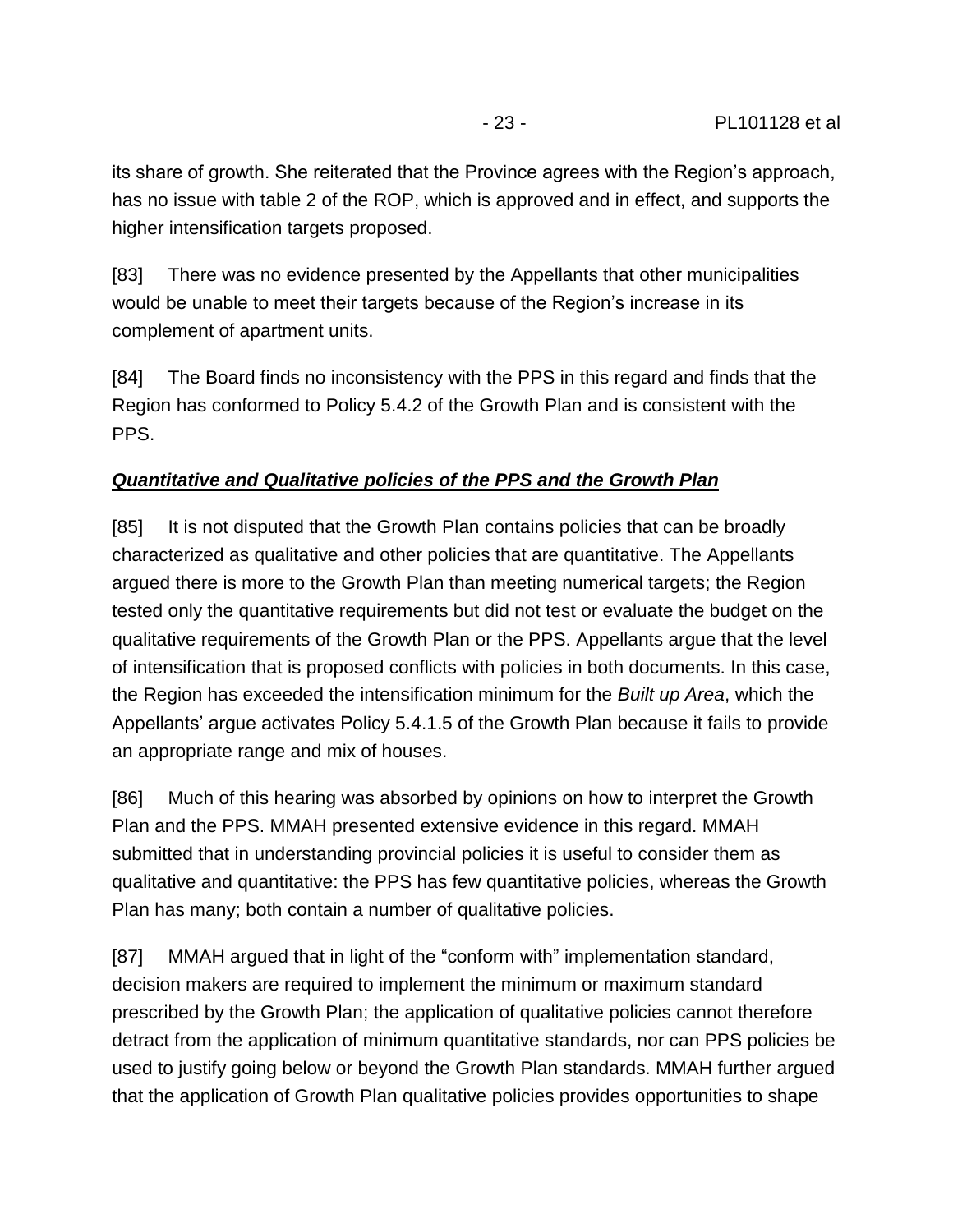its share of growth. She reiterated that the Province agrees with the Region's approach, has no issue with table 2 of the ROP, which is approved and in effect, and supports the higher intensification targets proposed.

[83] There was no evidence presented by the Appellants that other municipalities would be unable to meet their targets because of the Region's increase in its complement of apartment units.

[84] The Board finds no inconsistency with the PPS in this regard and finds that the Region has conformed to Policy 5.4.2 of the Growth Plan and is consistent with the PPS.

***Quantitative and Qualitative policies of the PPS and the Growth Plan***

[85] It is not disputed that the Growth Plan contains policies that can be broadly characterized as qualitative and other policies that are quantitative. The Appellants argued there is more to the Growth Plan than meeting numerical targets; the Region tested only the quantitative requirements but did not test or evaluate the budget on the qualitative requirements of the Growth Plan or the PPS. Appellants argue that the level of intensification that is proposed conflicts with policies in both documents. In this case, the Region has exceeded the intensification minimum for the *Built up Area*, which the Appellants' argue activates Policy 5.4.1.5 of the Growth Plan because it fails to provide an appropriate range and mix of houses.

[86] Much of this hearing was absorbed by opinions on how to interpret the Growth Plan and the PPS. MMAH presented extensive evidence in this regard. MMAH submitted that in understanding provincial policies it is useful to consider them as qualitative and quantitative: the PPS has few quantitative policies, whereas the Growth Plan has many; both contain a number of qualitative policies.

[87] MMAH argued that in light of the "conform with" implementation standard, decision makers are required to implement the minimum or maximum standard prescribed by the Growth Plan; the application of qualitative policies cannot therefore detract from the application of minimum quantitative standards, nor can PPS policies be used to justify going below or beyond the Growth Plan standards. MMAH further argued that the application of Growth Plan qualitative policies provides opportunities to shape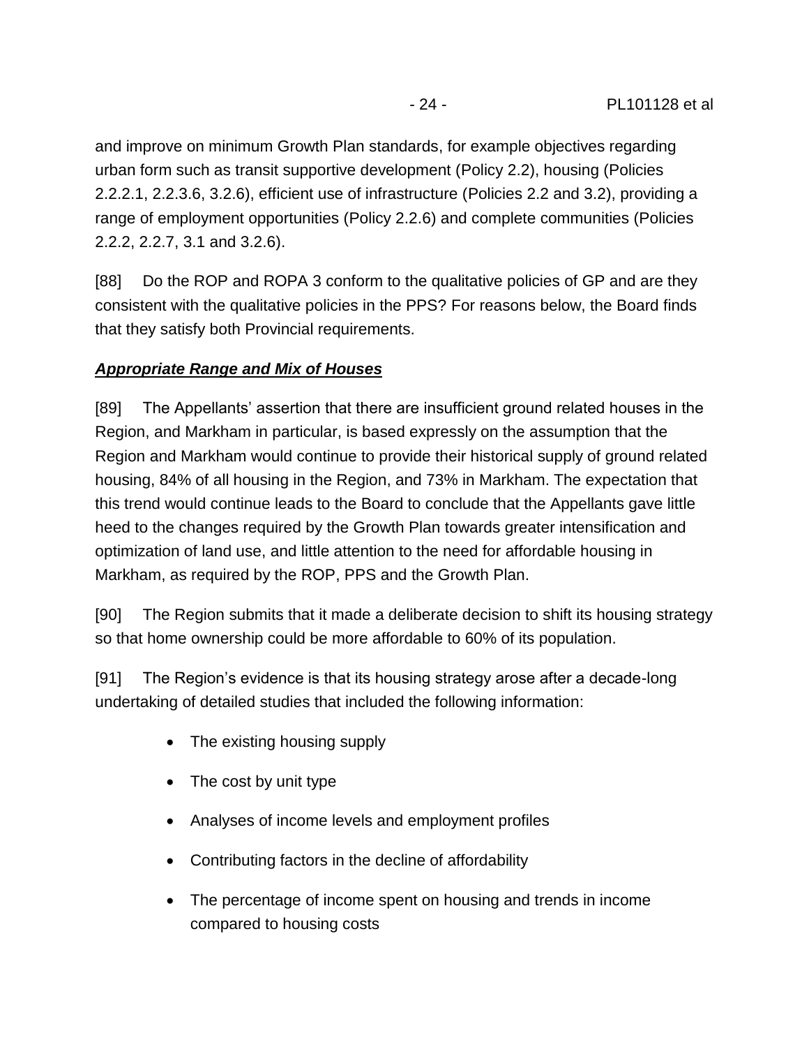and improve on minimum Growth Plan standards, for example objectives regarding urban form such as transit supportive development (Policy 2.2), housing (Policies 2.2.2.1, 2.2.3.6, 3.2.6), efficient use of infrastructure (Policies 2.2 and 3.2), providing a range of employment opportunities (Policy 2.2.6) and complete communities (Policies 2.2.2, 2.2.7, 3.1 and 3.2.6).

[88] Do the ROP and ROPA 3 conform to the qualitative policies of GP and are they consistent with the qualitative policies in the PPS? For reasons below, the Board finds that they satisfy both Provincial requirements.

***Appropriate Range and Mix of Houses***

[89] The Appellants' assertion that there are insufficient ground related houses in the Region, and Markham in particular, is based expressly on the assumption that the Region and Markham would continue to provide their historical supply of ground related housing, 84% of all housing in the Region, and 73% in Markham. The expectation that this trend would continue leads to the Board to conclude that the Appellants gave little heed to the changes required by the Growth Plan towards greater intensification and optimization of land use, and little attention to the need for affordable housing in Markham, as required by the ROP, PPS and the Growth Plan.

[90] The Region submits that it made a deliberate decision to shift its housing strategy so that home ownership could be more affordable to 60% of its population.

[91] The Region's evidence is that its housing strategy arose after a decade-long undertaking of detailed studies that included the following information:

- The existing housing supply
- The cost by unit type
- Analyses of income levels and employment profiles
- Contributing factors in the decline of affordability
- The percentage of income spent on housing and trends in income compared to housing costs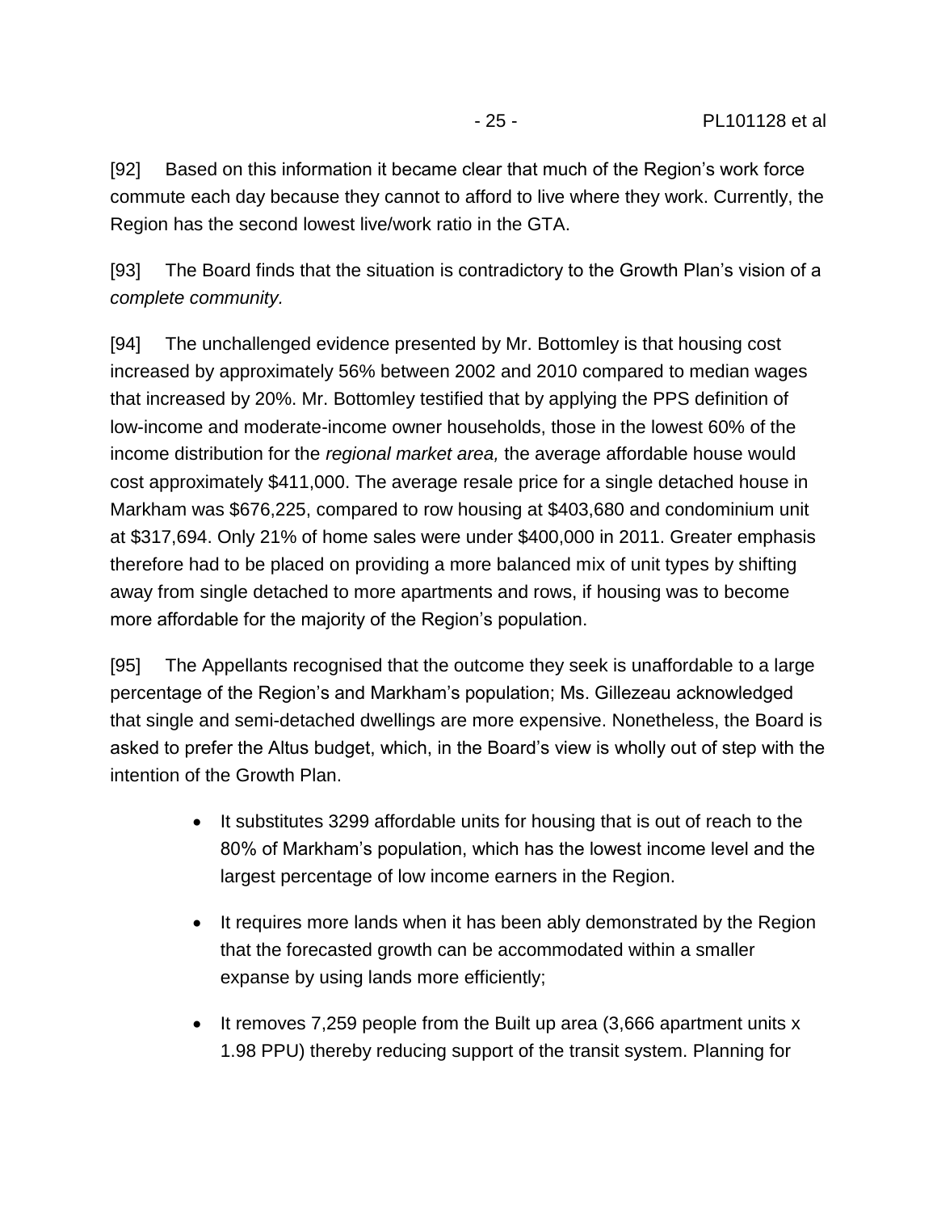[92] Based on this information it became clear that much of the Region's work force commute each day because they cannot to afford to live where they work. Currently, the Region has the second lowest live/work ratio in the GTA.

[93] The Board finds that the situation is contradictory to the Growth Plan's vision of a *complete community.*

[94] The unchallenged evidence presented by Mr. Bottomley is that housing cost increased by approximately 56% between 2002 and 2010 compared to median wages that increased by 20%. Mr. Bottomley testified that by applying the PPS definition of low-income and moderate-income owner households, those in the lowest 60% of the income distribution for the *regional market area,* the average affordable house would cost approximately $411,000. The average resale price for a single detached house in Markham was $676,225, compared to row housing at $403,680 and condominium unit at $317,694. Only 21% of home sales were under $400,000 in 2011. Greater emphasis therefore had to be placed on providing a more balanced mix of unit types by shifting away from single detached to more apartments and rows, if housing was to become more affordable for the majority of the Region's population.

[95] The Appellants recognised that the outcome they seek is unaffordable to a large percentage of the Region's and Markham's population; Ms. Gillezeau acknowledged that single and semi-detached dwellings are more expensive. Nonetheless, the Board is asked to prefer the Altus budget, which, in the Board's view is wholly out of step with the intention of the Growth Plan.

- It substitutes 3299 affordable units for housing that is out of reach to the 80% of Markham's population, which has the lowest income level and the largest percentage of low income earners in the Region.
- It requires more lands when it has been ably demonstrated by the Region that the forecasted growth can be accommodated within a smaller expanse by using lands more efficiently;
- It removes 7,259 people from the Built up area (3,666 apartment units x 1.98 PPU) thereby reducing support of the transit system. Planning for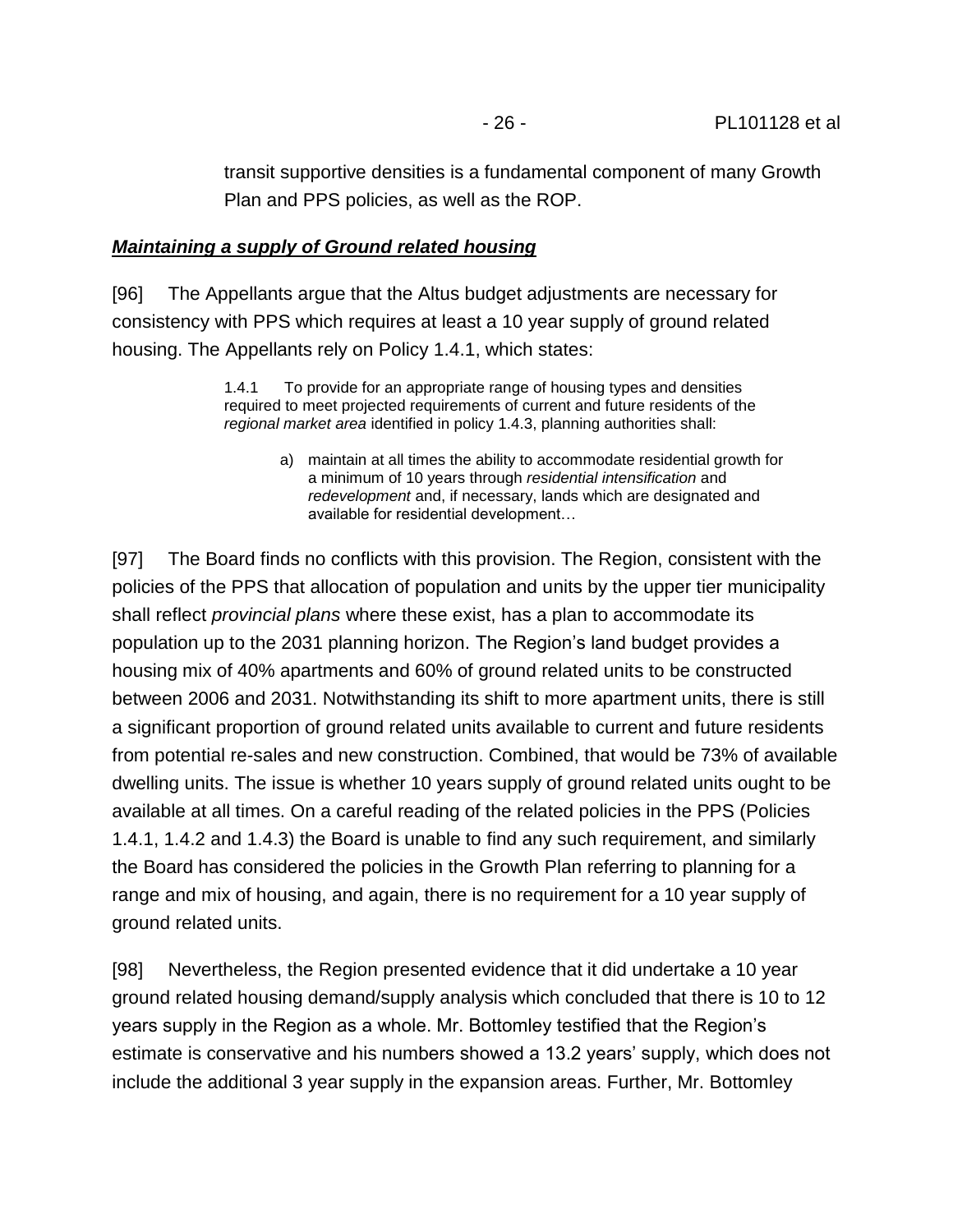transit supportive densities is a fundamental component of many Growth Plan and PPS policies, as well as the ROP.

***Maintaining a supply of Ground related housing***

[96] The Appellants argue that the Altus budget adjustments are necessary for consistency with PPS which requires at least a 10 year supply of ground related housing. The Appellants rely on Policy 1.4.1, which states:

> 1.4.1 To provide for an appropriate range of housing types and densities required to meet projected requirements of current and future residents of the *regional market area* identified in policy 1.4.3, planning authorities shall:
>
> a) maintain at all times the ability to accommodate residential growth for a minimum of 10 years through *residential intensification* and *redevelopment* and, if necessary, lands which are designated and available for residential development…

[97] The Board finds no conflicts with this provision. The Region, consistent with the policies of the PPS that allocation of population and units by the upper tier municipality shall reflect *provincial plans* where these exist, has a plan to accommodate its population up to the 2031 planning horizon. The Region's land budget provides a housing mix of 40% apartments and 60% of ground related units to be constructed between 2006 and 2031. Notwithstanding its shift to more apartment units, there is still a significant proportion of ground related units available to current and future residents from potential re-sales and new construction. Combined, that would be 73% of available dwelling units. The issue is whether 10 years supply of ground related units ought to be available at all times. On a careful reading of the related policies in the PPS (Policies 1.4.1, 1.4.2 and 1.4.3) the Board is unable to find any such requirement, and similarly the Board has considered the policies in the Growth Plan referring to planning for a range and mix of housing, and again, there is no requirement for a 10 year supply of ground related units.

[98] Nevertheless, the Region presented evidence that it did undertake a 10 year ground related housing demand/supply analysis which concluded that there is 10 to 12 years supply in the Region as a whole. Mr. Bottomley testified that the Region's estimate is conservative and his numbers showed a 13.2 years' supply, which does not include the additional 3 year supply in the expansion areas. Further, Mr. Bottomley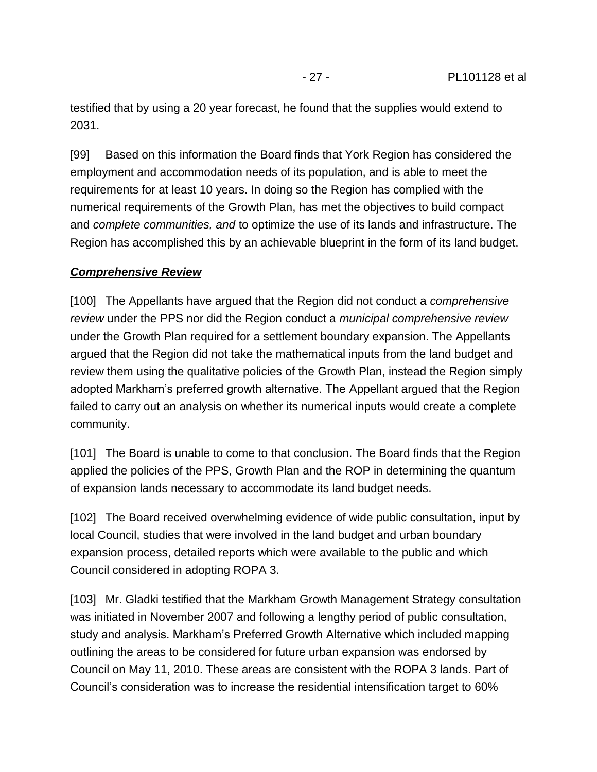testified that by using a 20 year forecast, he found that the supplies would extend to 2031.

[99] Based on this information the Board finds that York Region has considered the employment and accommodation needs of its population, and is able to meet the requirements for at least 10 years. In doing so the Region has complied with the numerical requirements of the Growth Plan, has met the objectives to build compact and *complete communities, and* to optimize the use of its lands and infrastructure. The Region has accomplished this by an achievable blueprint in the form of its land budget.

***Comprehensive Review***

[100] The Appellants have argued that the Region did not conduct a *comprehensive review* under the PPS nor did the Region conduct a *municipal comprehensive review* under the Growth Plan required for a settlement boundary expansion. The Appellants argued that the Region did not take the mathematical inputs from the land budget and review them using the qualitative policies of the Growth Plan, instead the Region simply adopted Markham's preferred growth alternative. The Appellant argued that the Region failed to carry out an analysis on whether its numerical inputs would create a complete community.

[101] The Board is unable to come to that conclusion. The Board finds that the Region applied the policies of the PPS, Growth Plan and the ROP in determining the quantum of expansion lands necessary to accommodate its land budget needs.

[102] The Board received overwhelming evidence of wide public consultation, input by local Council, studies that were involved in the land budget and urban boundary expansion process, detailed reports which were available to the public and which Council considered in adopting ROPA 3.

[103] Mr. Gladki testified that the Markham Growth Management Strategy consultation was initiated in November 2007 and following a lengthy period of public consultation, study and analysis. Markham's Preferred Growth Alternative which included mapping outlining the areas to be considered for future urban expansion was endorsed by Council on May 11, 2010. These areas are consistent with the ROPA 3 lands. Part of Council's consideration was to increase the residential intensification target to 60%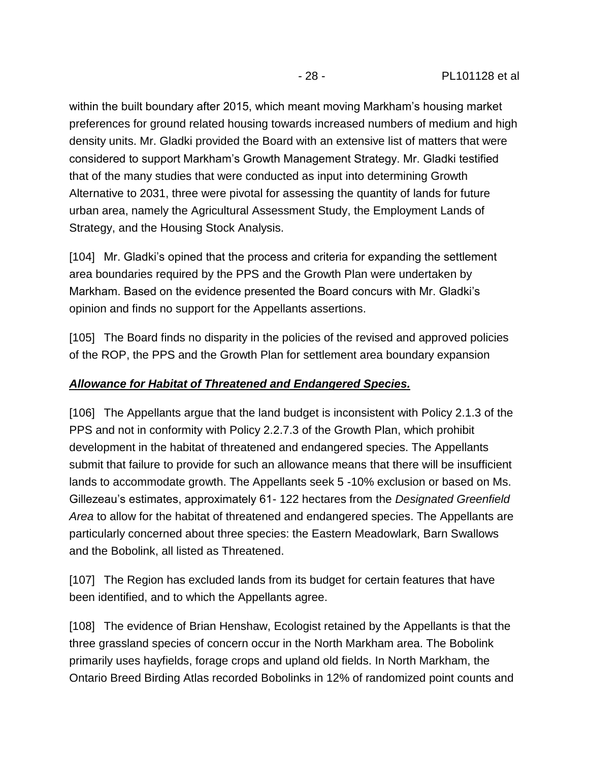within the built boundary after 2015, which meant moving Markham's housing market preferences for ground related housing towards increased numbers of medium and high density units. Mr. Gladki provided the Board with an extensive list of matters that were considered to support Markham's Growth Management Strategy. Mr. Gladki testified that of the many studies that were conducted as input into determining Growth Alternative to 2031, three were pivotal for assessing the quantity of lands for future urban area, namely the Agricultural Assessment Study, the Employment Lands of Strategy, and the Housing Stock Analysis.

[104] Mr. Gladki's opined that the process and criteria for expanding the settlement area boundaries required by the PPS and the Growth Plan were undertaken by Markham. Based on the evidence presented the Board concurs with Mr. Gladki's opinion and finds no support for the Appellants assertions.

[105] The Board finds no disparity in the policies of the revised and approved policies of the ROP, the PPS and the Growth Plan for settlement area boundary expansion

***Allowance for Habitat of Threatened and Endangered Species.***

[106] The Appellants argue that the land budget is inconsistent with Policy 2.1.3 of the PPS and not in conformity with Policy 2.2.7.3 of the Growth Plan, which prohibit development in the habitat of threatened and endangered species. The Appellants submit that failure to provide for such an allowance means that there will be insufficient lands to accommodate growth. The Appellants seek 5 -10% exclusion or based on Ms. Gillezeau's estimates, approximately 61- 122 hectares from the *Designated Greenfield Area* to allow for the habitat of threatened and endangered species. The Appellants are particularly concerned about three species: the Eastern Meadowlark, Barn Swallows and the Bobolink, all listed as Threatened.

[107] The Region has excluded lands from its budget for certain features that have been identified, and to which the Appellants agree.

[108] The evidence of Brian Henshaw, Ecologist retained by the Appellants is that the three grassland species of concern occur in the North Markham area. The Bobolink primarily uses hayfields, forage crops and upland old fields. In North Markham, the Ontario Breed Birding Atlas recorded Bobolinks in 12% of randomized point counts and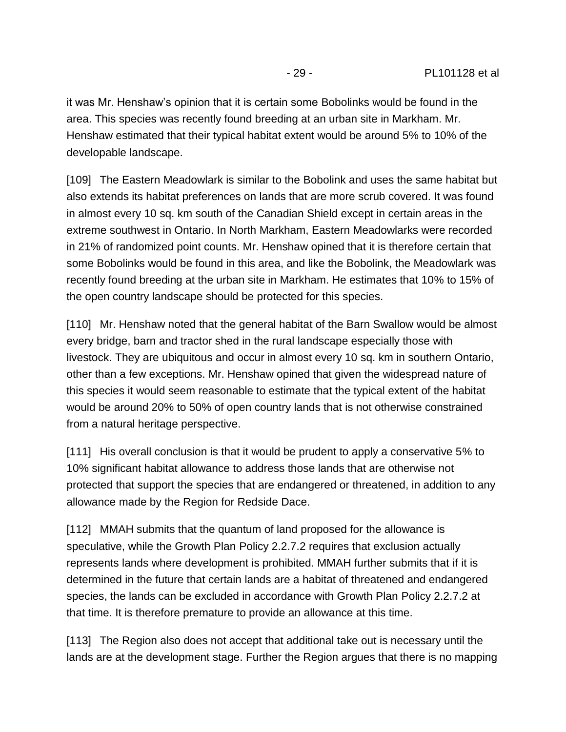it was Mr. Henshaw's opinion that it is certain some Bobolinks would be found in the area. This species was recently found breeding at an urban site in Markham. Mr. Henshaw estimated that their typical habitat extent would be around 5% to 10% of the developable landscape.

[109] The Eastern Meadowlark is similar to the Bobolink and uses the same habitat but also extends its habitat preferences on lands that are more scrub covered. It was found in almost every 10 sq. km south of the Canadian Shield except in certain areas in the extreme southwest in Ontario. In North Markham, Eastern Meadowlarks were recorded in 21% of randomized point counts. Mr. Henshaw opined that it is therefore certain that some Bobolinks would be found in this area, and like the Bobolink, the Meadowlark was recently found breeding at the urban site in Markham. He estimates that 10% to 15% of the open country landscape should be protected for this species.

[110] Mr. Henshaw noted that the general habitat of the Barn Swallow would be almost every bridge, barn and tractor shed in the rural landscape especially those with livestock. They are ubiquitous and occur in almost every 10 sq. km in southern Ontario, other than a few exceptions. Mr. Henshaw opined that given the widespread nature of this species it would seem reasonable to estimate that the typical extent of the habitat would be around 20% to 50% of open country lands that is not otherwise constrained from a natural heritage perspective.

[111] His overall conclusion is that it would be prudent to apply a conservative 5% to 10% significant habitat allowance to address those lands that are otherwise not protected that support the species that are endangered or threatened, in addition to any allowance made by the Region for Redside Dace.

[112] MMAH submits that the quantum of land proposed for the allowance is speculative, while the Growth Plan Policy 2.2.7.2 requires that exclusion actually represents lands where development is prohibited. MMAH further submits that if it is determined in the future that certain lands are a habitat of threatened and endangered species, the lands can be excluded in accordance with Growth Plan Policy 2.2.7.2 at that time. It is therefore premature to provide an allowance at this time.

[113] The Region also does not accept that additional take out is necessary until the lands are at the development stage. Further the Region argues that there is no mapping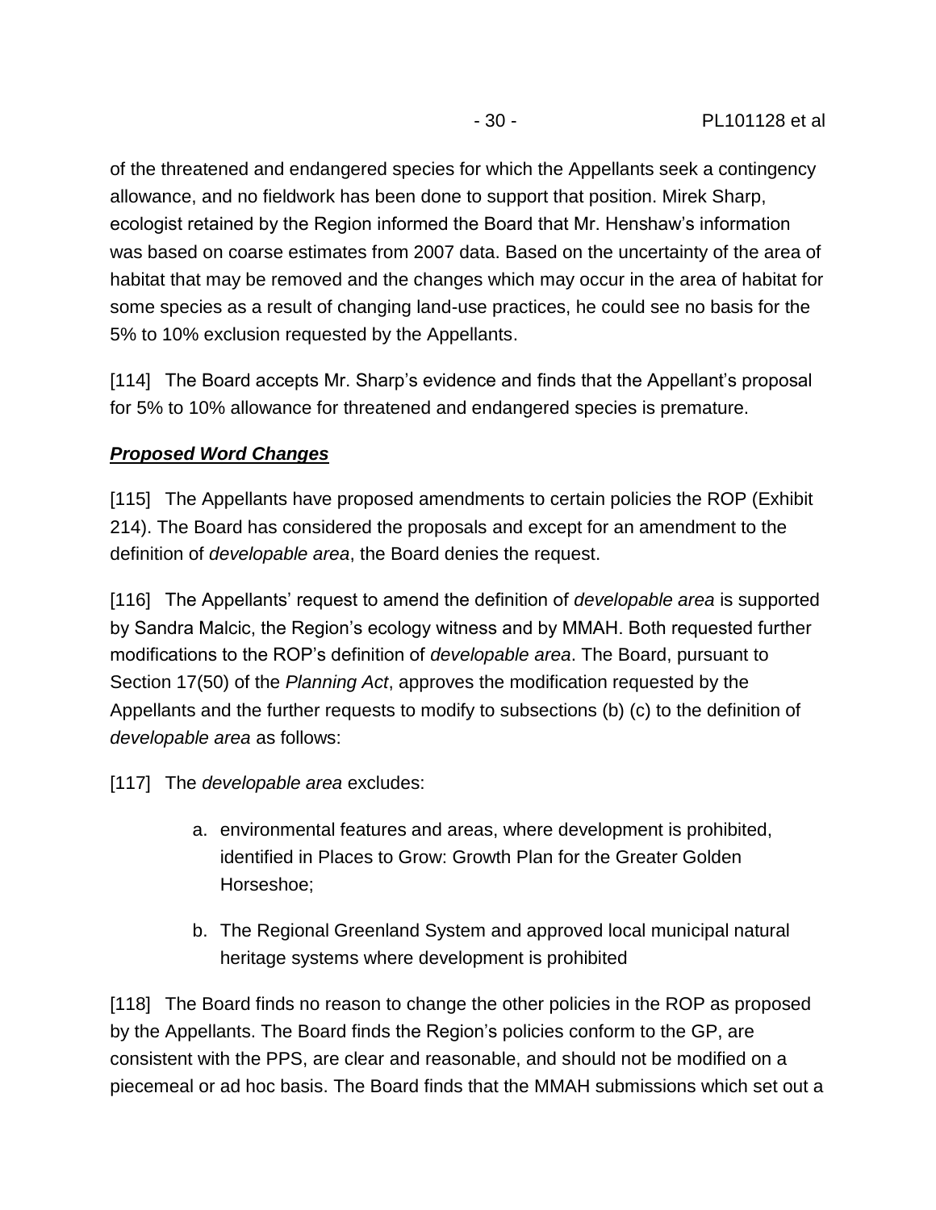of the threatened and endangered species for which the Appellants seek a contingency allowance, and no fieldwork has been done to support that position. Mirek Sharp, ecologist retained by the Region informed the Board that Mr. Henshaw's information was based on coarse estimates from 2007 data. Based on the uncertainty of the area of habitat that may be removed and the changes which may occur in the area of habitat for some species as a result of changing land-use practices, he could see no basis for the 5% to 10% exclusion requested by the Appellants.

[114] The Board accepts Mr. Sharp's evidence and finds that the Appellant's proposal for 5% to 10% allowance for threatened and endangered species is premature.

***Proposed Word Changes***

[115] The Appellants have proposed amendments to certain policies the ROP (Exhibit 214). The Board has considered the proposals and except for an amendment to the definition of *developable area*, the Board denies the request.

[116] The Appellants' request to amend the definition of *developable area* is supported by Sandra Malcic, the Region's ecology witness and by MMAH. Both requested further modifications to the ROP's definition of *developable area*. The Board, pursuant to Section 17(50) of the *Planning Act*, approves the modification requested by the Appellants and the further requests to modify to subsections (b) (c) to the definition of *developable area* as follows:

[117] The *developable area* excludes:

a. environmental features and areas, where development is prohibited, identified in Places to Grow: Growth Plan for the Greater Golden Horseshoe;

b. The Regional Greenland System and approved local municipal natural heritage systems where development is prohibited

[118] The Board finds no reason to change the other policies in the ROP as proposed by the Appellants. The Board finds the Region's policies conform to the GP, are consistent with the PPS, are clear and reasonable, and should not be modified on a piecemeal or ad hoc basis. The Board finds that the MMAH submissions which set out a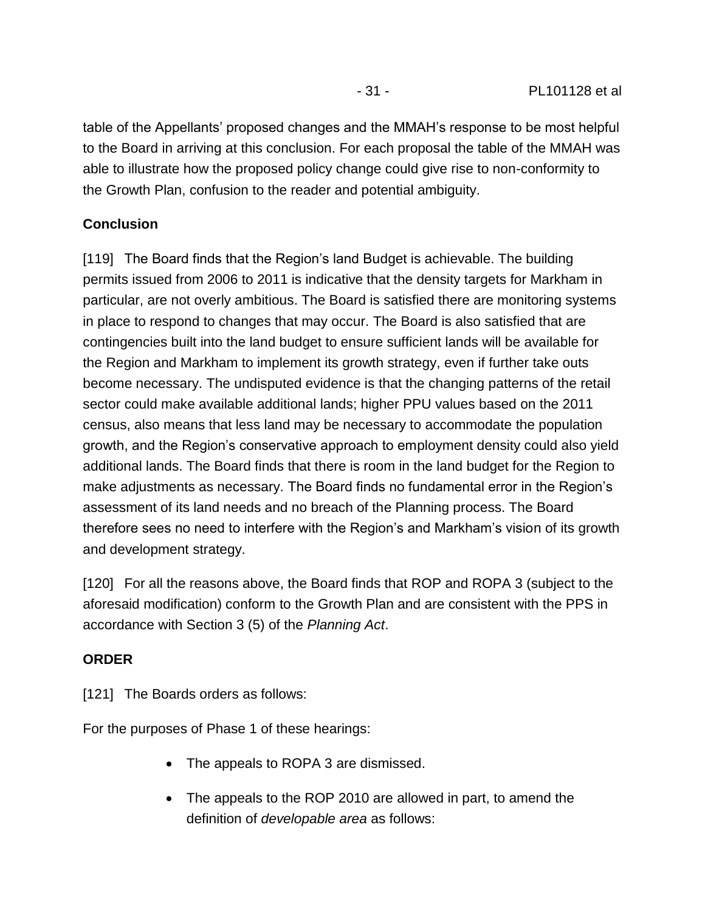table of the Appellants' proposed changes and the MMAH's response to be most helpful to the Board in arriving at this conclusion. For each proposal the table of the MMAH was able to illustrate how the proposed policy change could give rise to non-conformity to the Growth Plan, confusion to the reader and potential ambiguity.

**Conclusion**

[119] The Board finds that the Region's land Budget is achievable. The building permits issued from 2006 to 2011 is indicative that the density targets for Markham in particular, are not overly ambitious. The Board is satisfied there are monitoring systems in place to respond to changes that may occur. The Board is also satisfied that are contingencies built into the land budget to ensure sufficient lands will be available for the Region and Markham to implement its growth strategy, even if further take outs become necessary. The undisputed evidence is that the changing patterns of the retail sector could make available additional lands; higher PPU values based on the 2011 census, also means that less land may be necessary to accommodate the population growth, and the Region's conservative approach to employment density could also yield additional lands. The Board finds that there is room in the land budget for the Region to make adjustments as necessary. The Board finds no fundamental error in the Region's assessment of its land needs and no breach of the Planning process. The Board therefore sees no need to interfere with the Region's and Markham's vision of its growth and development strategy.

[120] For all the reasons above, the Board finds that ROP and ROPA 3 (subject to the aforesaid modification) conform to the Growth Plan and are consistent with the PPS in accordance with Section 3 (5) of the *Planning Act*.

**ORDER**

[121] The Boards orders as follows:

For the purposes of Phase 1 of these hearings:

- The appeals to ROPA 3 are dismissed.
- The appeals to the ROP 2010 are allowed in part, to amend the definition of *developable area* as follows: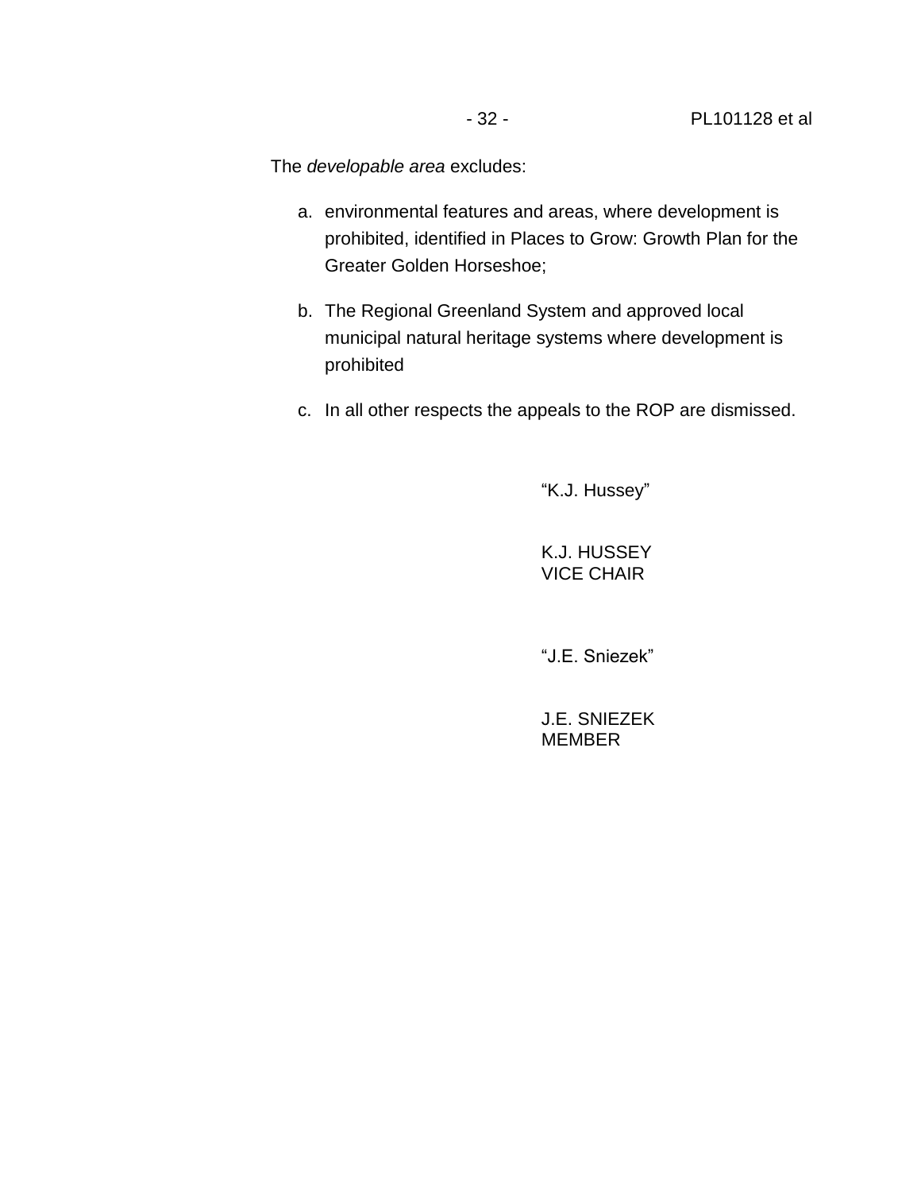The *developable area* excludes:

a. environmental features and areas, where development is prohibited, identified in Places to Grow: Growth Plan for the Greater Golden Horseshoe;

b. The Regional Greenland System and approved local municipal natural heritage systems where development is prohibited

c. In all other respects the appeals to the ROP are dismissed.

"K.J. Hussey"

K.J. HUSSEY
VICE CHAIR

"J.E. Sniezek"

J.E. SNIEZEK
MEMBER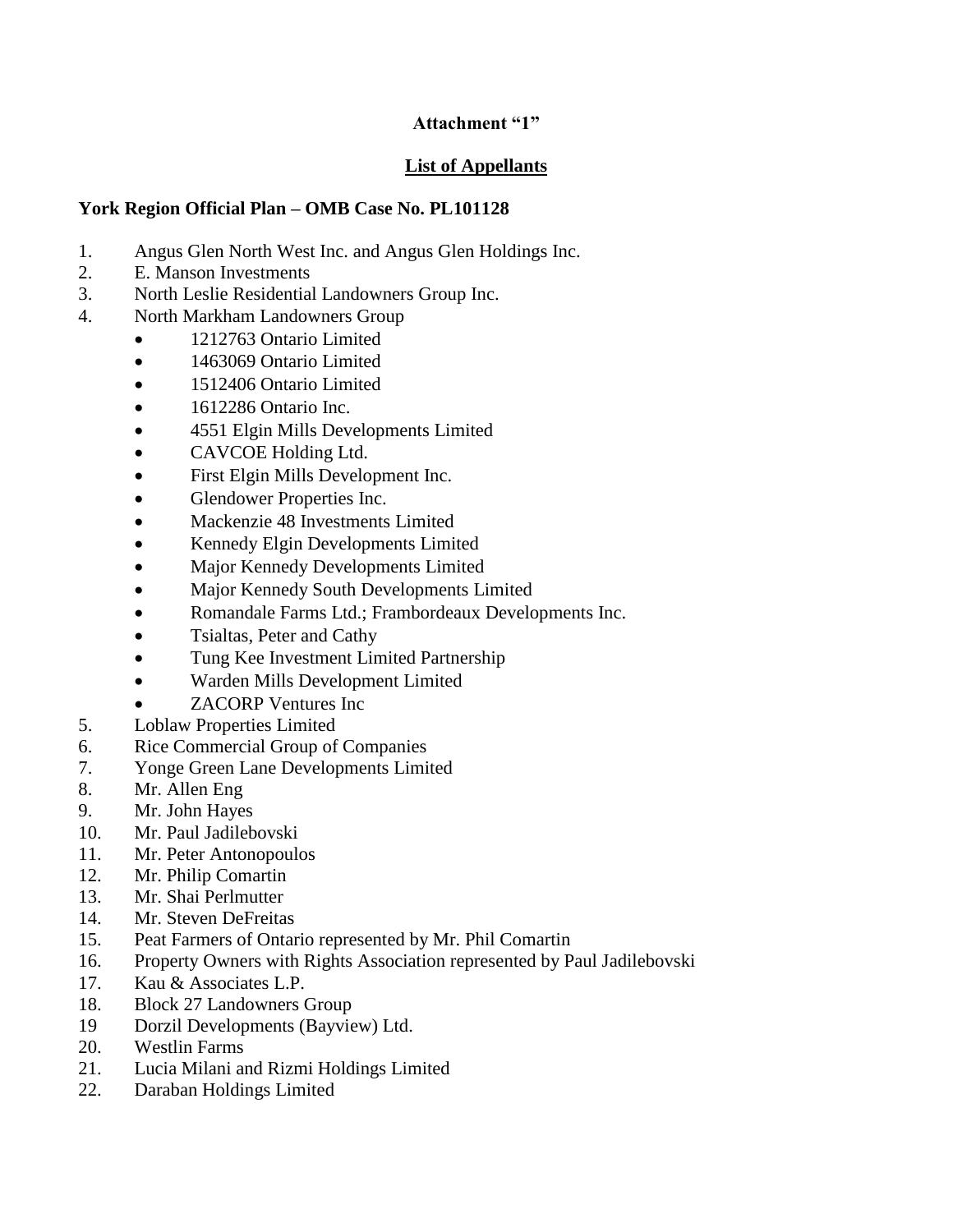**Attachment "1"**

**List of Appellants**

**York Region Official Plan – OMB Case No. PL101128**

1. Angus Glen North West Inc. and Angus Glen Holdings Inc.
2. E. Manson Investments
3. North Leslie Residential Landowners Group Inc.
4. North Markham Landowners Group
   - 1212763 Ontario Limited
   - 1463069 Ontario Limited
   - 1512406 Ontario Limited
   - 1612286 Ontario Inc.
   - 4551 Elgin Mills Developments Limited
   - CAVCOE Holding Ltd.
   - First Elgin Mills Development Inc.
   - Glendower Properties Inc.
   - Mackenzie 48 Investments Limited
   - Kennedy Elgin Developments Limited
   - Major Kennedy Developments Limited
   - Major Kennedy South Developments Limited
   - Romandale Farms Ltd.; Frambordeaux Developments Inc.
   - Tsialtas, Peter and Cathy
   - Tung Kee Investment Limited Partnership
   - Warden Mills Development Limited
   - ZACORP Ventures Inc
5. Loblaw Properties Limited
6. Rice Commercial Group of Companies
7. Yonge Green Lane Developments Limited
8. Mr. Allen Eng
9. Mr. John Hayes
10. Mr. Paul Jadilebovski
11. Mr. Peter Antonopoulos
12. Mr. Philip Comartin
13. Mr. Shai Perlmutter
14. Mr. Steven DeFreitas
15. Peat Farmers of Ontario represented by Mr. Phil Comartin
16. Property Owners with Rights Association represented by Paul Jadilebovski
17. Kau & Associates L.P.
18. Block 27 Landowners Group
19. Dorzil Developments (Bayview) Ltd.
20. Westlin Farms
21. Lucia Milani and Rizmi Holdings Limited
22. Daraban Holdings Limited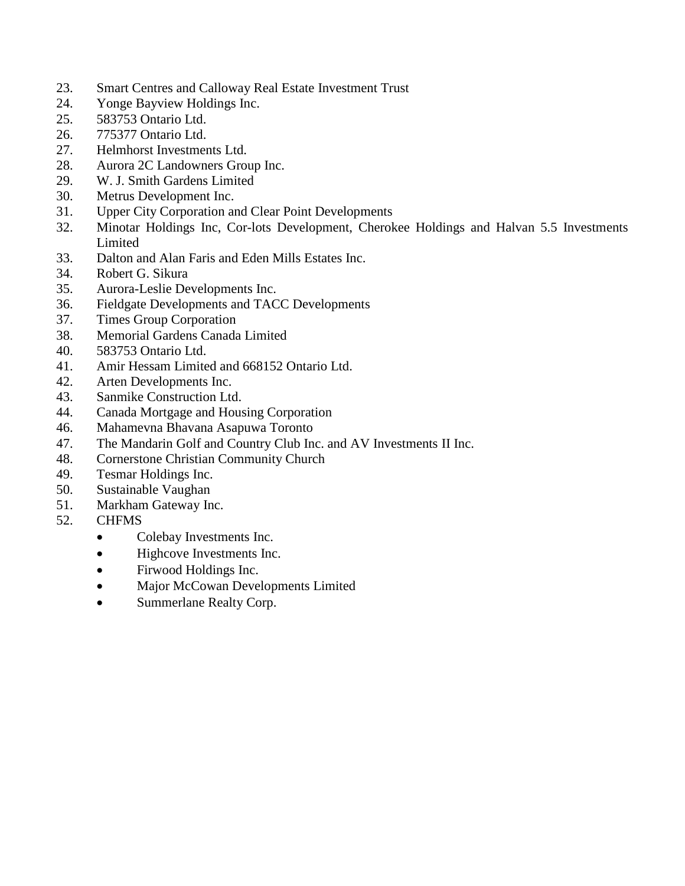23. Smart Centres and Calloway Real Estate Investment Trust
24. Yonge Bayview Holdings Inc.
25. 583753 Ontario Ltd.
26. 775377 Ontario Ltd.
27. Helmhorst Investments Ltd.
28. Aurora 2C Landowners Group Inc.
29. W. J. Smith Gardens Limited
30. Metrus Development Inc.
31. Upper City Corporation and Clear Point Developments
32. Minotar Holdings Inc, Cor-lots Development, Cherokee Holdings and Halvan 5.5 Investments Limited
33. Dalton and Alan Faris and Eden Mills Estates Inc.
34. Robert G. Sikura
35. Aurora-Leslie Developments Inc.
36. Fieldgate Developments and TACC Developments
37. Times Group Corporation
38. Memorial Gardens Canada Limited
40. 583753 Ontario Ltd.
41. Amir Hessam Limited and 668152 Ontario Ltd.
42. Arten Developments Inc.
43. Sanmike Construction Ltd.
44. Canada Mortgage and Housing Corporation
46. Mahamevna Bhavana Asapuwa Toronto
47. The Mandarin Golf and Country Club Inc. and AV Investments II Inc.
48. Cornerstone Christian Community Church
49. Tesmar Holdings Inc.
50. Sustainable Vaughan
51. Markham Gateway Inc.
52. CHFMS
    - Colebay Investments Inc.
    - Highcove Investments Inc.
    - Firwood Holdings Inc.
    - Major McCowan Developments Limited
    - Summerlane Realty Corp.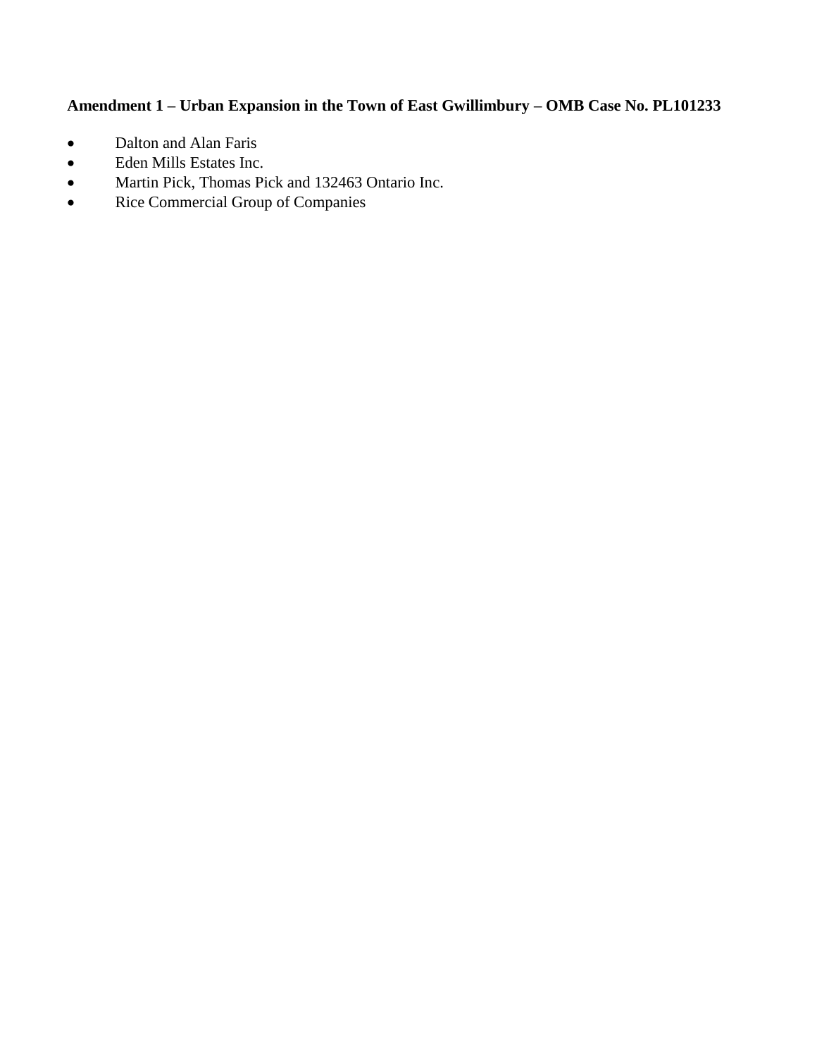**Amendment 1 – Urban Expansion in the Town of East Gwillimbury – OMB Case No. PL101233**

- Dalton and Alan Faris
- Eden Mills Estates Inc.
- Martin Pick, Thomas Pick and 132463 Ontario Inc.
- Rice Commercial Group of Companies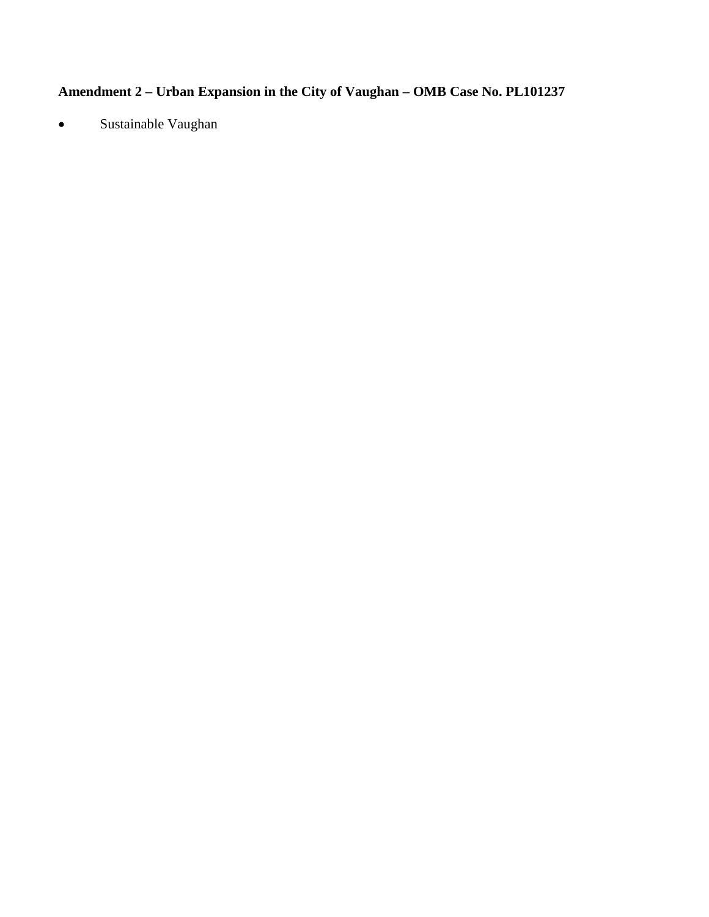**Amendment 2 – Urban Expansion in the City of Vaughan – OMB Case No. PL101237**

- Sustainable Vaughan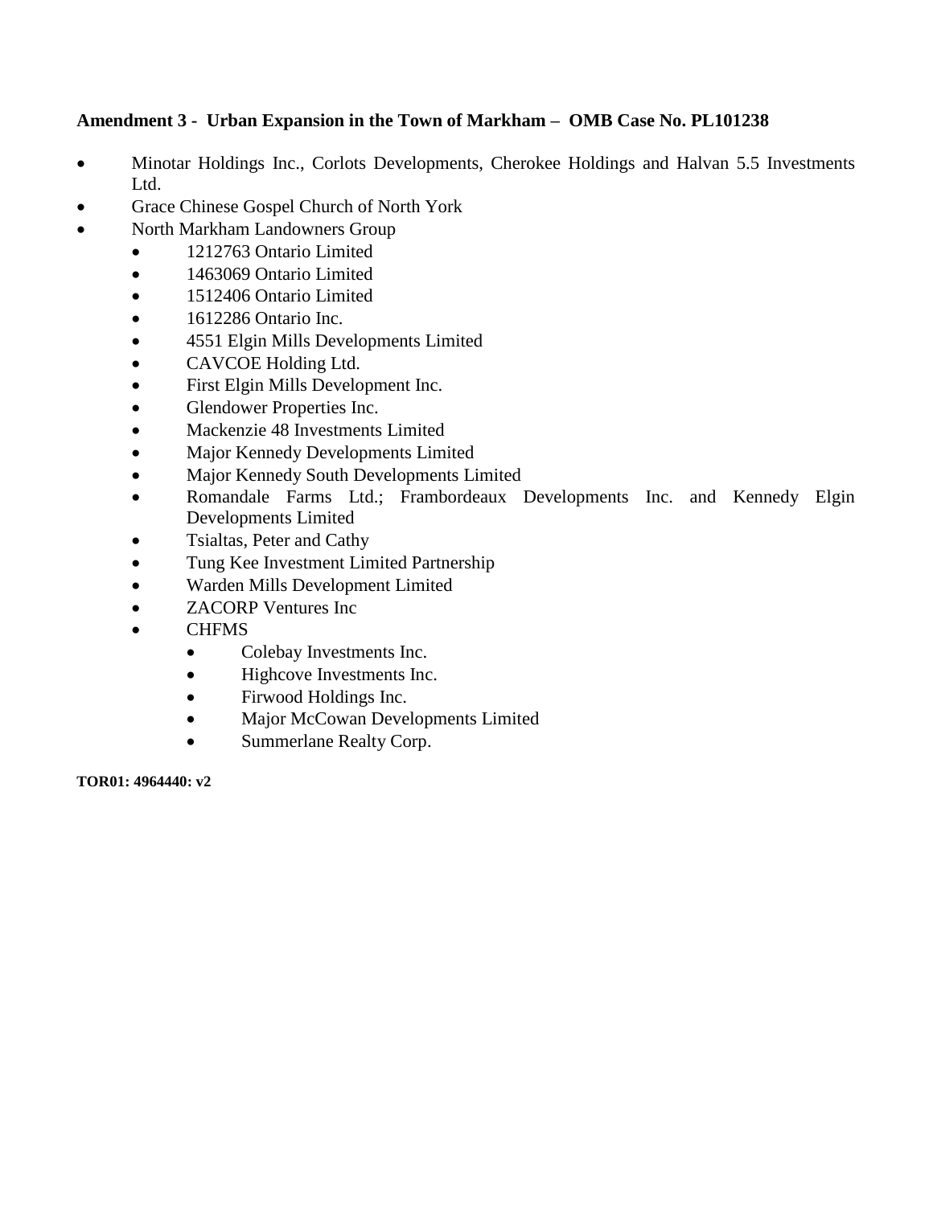**Amendment 3 - Urban Expansion in the Town of Markham – OMB Case No. PL101238**

- Minotar Holdings Inc., Corlots Developments, Cherokee Holdings and Halvan 5.5 Investments Ltd.
- Grace Chinese Gospel Church of North York
- North Markham Landowners Group
  - 1212763 Ontario Limited
  - 1463069 Ontario Limited
  - 1512406 Ontario Limited
  - 1612286 Ontario Inc.
  - 4551 Elgin Mills Developments Limited
  - CAVCOE Holding Ltd.
  - First Elgin Mills Development Inc.
  - Glendower Properties Inc.
  - Mackenzie 48 Investments Limited
  - Major Kennedy Developments Limited
  - Major Kennedy South Developments Limited
  - Romandale Farms Ltd.; Frambordeaux Developments Inc. and Kennedy Elgin Developments Limited
  - Tsialtas, Peter and Cathy
  - Tung Kee Investment Limited Partnership
  - Warden Mills Development Limited
  - ZACORP Ventures Inc
  - CHFMS
    - Colebay Investments Inc.
    - Highcove Investments Inc.
    - Firwood Holdings Inc.
    - Major McCowan Developments Limited
    - Summerlane Realty Corp.

**TOR01: 4964440: v2**